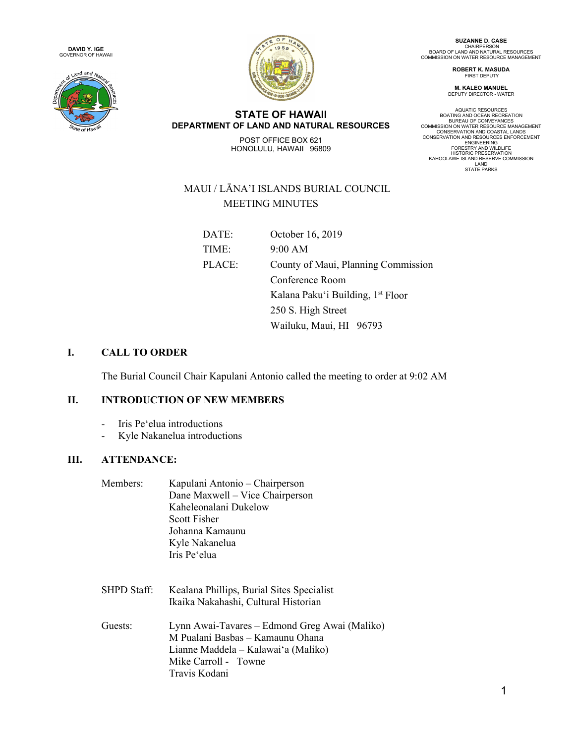**DAVID Y. IGE**
GOVERNOR OF HAWAII

**STATE OF HAWAII**
**DEPARTMENT OF LAND AND NATURAL RESOURCES**

POST OFFICE BOX 621
HONOLULU, HAWAII 96809

**SUZANNE D. CASE**
CHAIRPERSON
BOARD OF LAND AND NATURAL RESOURCES
COMMISSION ON WATER RESOURCE MANAGEMENT

**ROBERT K. MASUDA**
FIRST DEPUTY

**M. KALEO MANUEL**
DEPUTY DIRECTOR - WATER

AQUATIC RESOURCES
BOATING AND OCEAN RECREATION
BUREAU OF CONVEYANCES
COMMISSION ON WATER RESOURCE MANAGEMENT
CONSERVATION AND COASTAL LANDS
CONSERVATION AND RESOURCES ENFORCEMENT
ENGINEERING
FORESTRY AND WILDLIFE
HISTORIC PRESERVATION
KAHOOLAWE ISLAND RESERVE COMMISSION
LAND
STATE PARKS

# MAUI / LĀNA'I ISLANDS BURIAL COUNCIL
# MEETING MINUTES

| | |
|---|---|
| DATE: | October 16, 2019 |
| TIME: | 9:00 AM |
| PLACE: | County of Maui, Planning Commission Conference Room<br>Kalana Paku'i Building, 1st Floor<br>250 S. High Street<br>Wailuku, Maui, HI 96793 |

## I. CALL TO ORDER

The Burial Council Chair Kapulani Antonio called the meeting to order at 9:02 AM

## II. INTRODUCTION OF NEW MEMBERS

- Iris Pe'elua introductions
- Kyle Nakanelua introductions

## III. ATTENDANCE:

Members:
Kapulani Antonio – Chairperson
Dane Maxwell – Vice Chairperson
Kaheleonalani Dukelow
Scott Fisher
Johanna Kamaunu
Kyle Nakanelua
Iris Pe'elua

SHPD Staff:
Kealana Phillips, Burial Sites Specialist
Ikaika Nakahashi, Cultural Historian

Guests:
Lynn Awai-Tavares – Edmond Greg Awai (Maliko)
M Pualani Basbas – Kamaunu Ohana
Lianne Maddela – Kalawai'a (Maliko)
Mike Carroll - Towne
Travis Kodani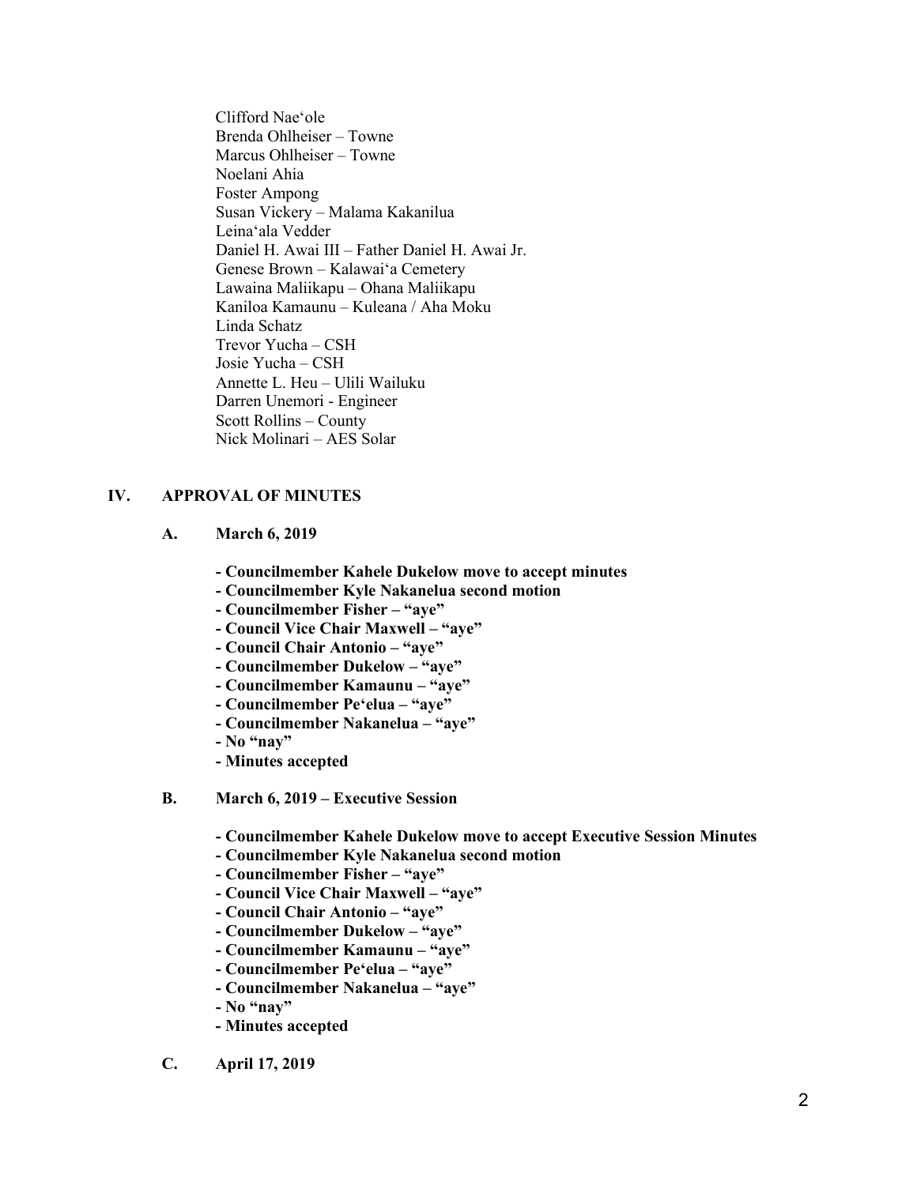Clifford Nae'ole
Brenda Ohlheiser – Towne
Marcus Ohlheiser – Towne
Noelani Ahia
Foster Ampong
Susan Vickery – Malama Kakanilua
Leina'ala Vedder
Daniel H. Awai III – Father Daniel H. Awai Jr.
Genese Brown – Kalawai'a Cemetery
Lawaina Maliikapu – Ohana Maliikapu
Kaniloa Kamaunu – Kuleana / Aha Moku
Linda Schatz
Trevor Yucha – CSH
Josie Yucha – CSH
Annette L. Heu – Ulili Wailuku
Darren Unemori - Engineer
Scott Rollins – County
Nick Molinari – AES Solar

## IV. APPROVAL OF MINUTES

### A. March 6, 2019

**- Councilmember Kahele Dukelow move to accept minutes**
**- Councilmember Kyle Nakanelua second motion**
**- Councilmember Fisher – "aye"**
**- Council Vice Chair Maxwell – "aye"**
**- Council Chair Antonio – "aye"**
**- Councilmember Dukelow – "aye"**
**- Councilmember Kamaunu – "aye"**
**- Councilmember Pe'elua – "aye"**
**- Councilmember Nakanelua – "aye"**
**- No "nay"**
**- Minutes accepted**

### B. March 6, 2019 – Executive Session

**- Councilmember Kahele Dukelow move to accept Executive Session Minutes**
**- Councilmember Kyle Nakanelua second motion**
**- Councilmember Fisher – "aye"**
**- Council Vice Chair Maxwell – "aye"**
**- Council Chair Antonio – "aye"**
**- Councilmember Dukelow – "aye"**
**- Councilmember Kamaunu – "aye"**
**- Councilmember Pe'elua – "aye"**
**- Councilmember Nakanelua – "aye"**
**- No "nay"**
**- Minutes accepted**

### C. April 17, 2019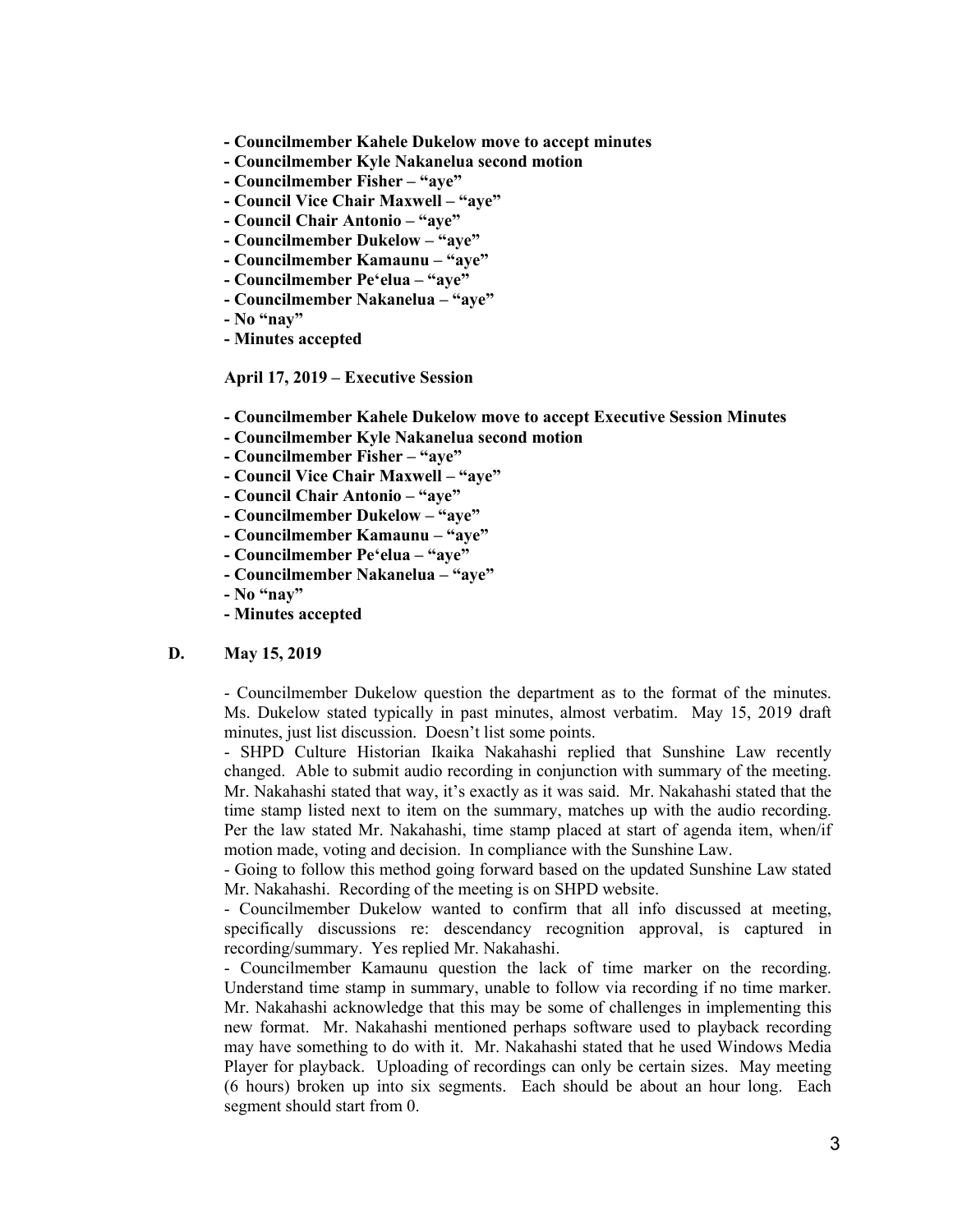**- Councilmember Kahele Dukelow move to accept minutes**
**- Councilmember Kyle Nakanelua second motion**
**- Councilmember Fisher – "aye"**
**- Council Vice Chair Maxwell – "aye"**
**- Council Chair Antonio – "aye"**
**- Councilmember Dukelow – "aye"**
**- Councilmember Kamaunu – "aye"**
**- Councilmember Pe'elua – "aye"**
**- Councilmember Nakanelua – "aye"**
**- No "nay"**
**- Minutes accepted**

**April 17, 2019 – Executive Session**

**- Councilmember Kahele Dukelow move to accept Executive Session Minutes**
**- Councilmember Kyle Nakanelua second motion**
**- Councilmember Fisher – "aye"**
**- Council Vice Chair Maxwell – "aye"**
**- Council Chair Antonio – "aye"**
**- Councilmember Dukelow – "aye"**
**- Councilmember Kamaunu – "aye"**
**- Councilmember Pe'elua – "aye"**
**- Councilmember Nakanelua – "aye"**
**- No "nay"**
**- Minutes accepted**

**D. May 15, 2019**

- Councilmember Dukelow question the department as to the format of the minutes. Ms. Dukelow stated typically in past minutes, almost verbatim. May 15, 2019 draft minutes, just list discussion. Doesn't list some points.
- SHPD Culture Historian Ikaika Nakahashi replied that Sunshine Law recently changed. Able to submit audio recording in conjunction with summary of the meeting. Mr. Nakahashi stated that way, it's exactly as it was said. Mr. Nakahashi stated that the time stamp listed next to item on the summary, matches up with the audio recording. Per the law stated Mr. Nakahashi, time stamp placed at start of agenda item, when/if motion made, voting and decision. In compliance with the Sunshine Law.
- Going to follow this method going forward based on the updated Sunshine Law stated Mr. Nakahashi. Recording of the meeting is on SHPD website.
- Councilmember Dukelow wanted to confirm that all info discussed at meeting, specifically discussions re: descendancy recognition approval, is captured in recording/summary. Yes replied Mr. Nakahashi.
- Councilmember Kamaunu question the lack of time marker on the recording. Understand time stamp in summary, unable to follow via recording if no time marker. Mr. Nakahashi acknowledge that this may be some of challenges in implementing this new format. Mr. Nakahashi mentioned perhaps software used to playback recording may have something to do with it. Mr. Nakahashi stated that he used Windows Media Player for playback. Uploading of recordings can only be certain sizes. May meeting (6 hours) broken up into six segments. Each should be about an hour long. Each segment should start from 0.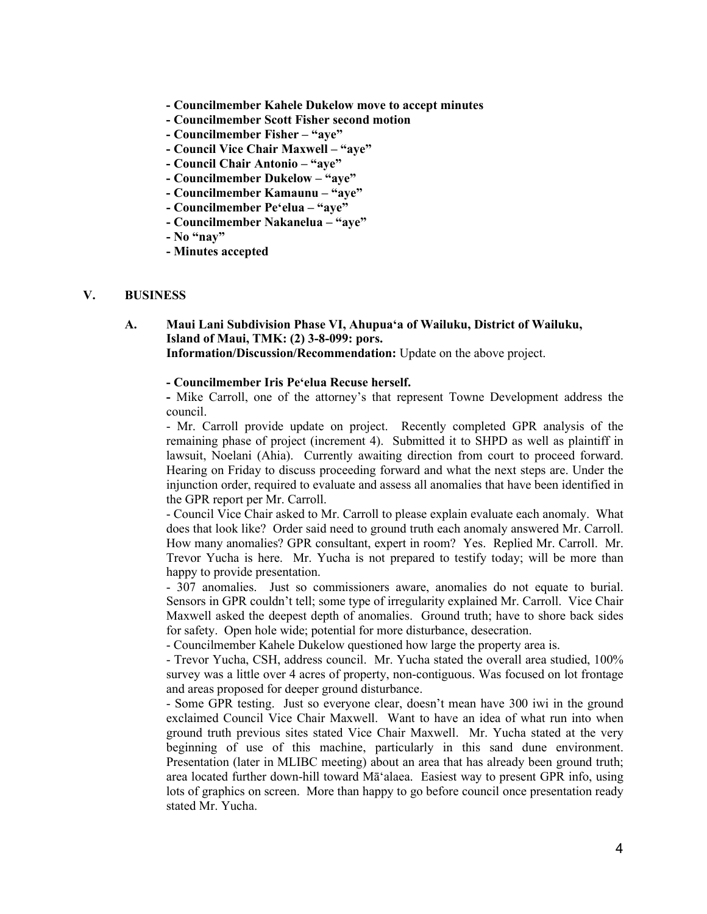**- Councilmember Kahele Dukelow move to accept minutes**
**- Councilmember Scott Fisher second motion**
**- Councilmember Fisher – "aye"**
**- Council Vice Chair Maxwell – "aye"**
**- Council Chair Antonio – "aye"**
**- Councilmember Dukelow – "aye"**
**- Councilmember Kamaunu – "aye"**
**- Councilmember Pe'elua – "aye"**
**- Councilmember Nakanelua – "aye"**
**- No "nay"**
**- Minutes accepted**

## V. BUSINESS

### A. Maui Lani Subdivision Phase VI, Ahupua'a of Wailuku, District of Wailuku, Island of Maui, TMK: (2) 3-8-099: pors.

**Information/Discussion/Recommendation:** Update on the above project.

**- Councilmember Iris Pe'elua Recuse herself.**

- Mike Carroll, one of the attorney's that represent Towne Development address the council.

- Mr. Carroll provide update on project. Recently completed GPR analysis of the remaining phase of project (increment 4). Submitted it to SHPD as well as plaintiff in lawsuit, Noelani (Ahia). Currently awaiting direction from court to proceed forward. Hearing on Friday to discuss proceeding forward and what the next steps are. Under the injunction order, required to evaluate and assess all anomalies that have been identified in the GPR report per Mr. Carroll.

- Council Vice Chair asked to Mr. Carroll to please explain evaluate each anomaly. What does that look like? Order said need to ground truth each anomaly answered Mr. Carroll. How many anomalies? GPR consultant, expert in room? Yes. Replied Mr. Carroll. Mr. Trevor Yucha is here. Mr. Yucha is not prepared to testify today; will be more than happy to provide presentation.

- 307 anomalies. Just so commissioners aware, anomalies do not equate to burial. Sensors in GPR couldn't tell; some type of irregularity explained Mr. Carroll. Vice Chair Maxwell asked the deepest depth of anomalies. Ground truth; have to shore back sides for safety. Open hole wide; potential for more disturbance, desecration.

- Councilmember Kahele Dukelow questioned how large the property area is.

- Trevor Yucha, CSH, address council. Mr. Yucha stated the overall area studied, 100% survey was a little over 4 acres of property, non-contiguous. Was focused on lot frontage and areas proposed for deeper ground disturbance.

- Some GPR testing. Just so everyone clear, doesn't mean have 300 iwi in the ground exclaimed Council Vice Chair Maxwell. Want to have an idea of what run into when ground truth previous sites stated Vice Chair Maxwell. Mr. Yucha stated at the very beginning of use of this machine, particularly in this sand dune environment. Presentation (later in MLIBC meeting) about an area that has already been ground truth; area located further down-hill toward Mā'alaea. Easiest way to present GPR info, using lots of graphics on screen. More than happy to go before council once presentation ready stated Mr. Yucha.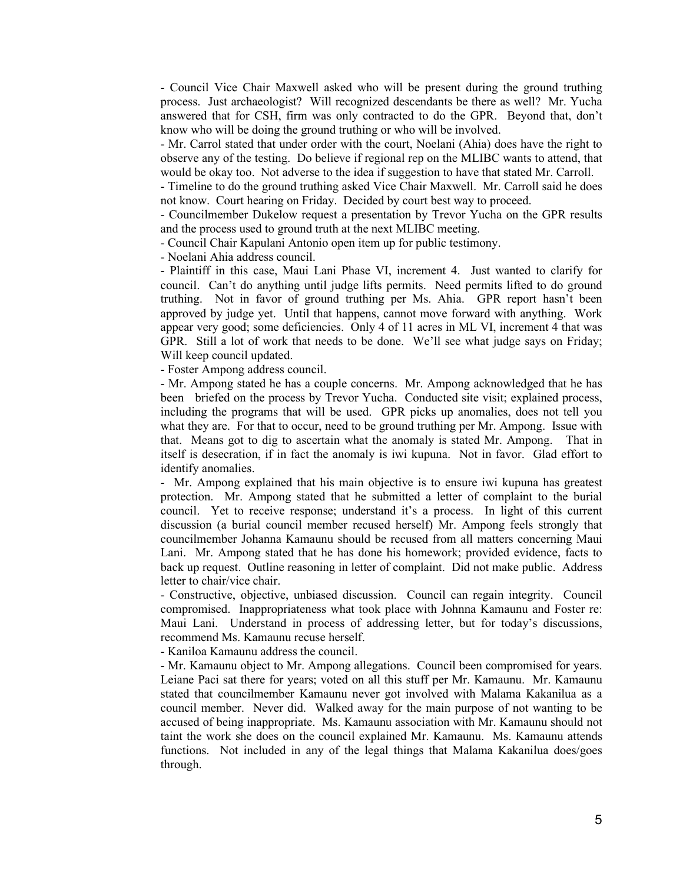- Council Vice Chair Maxwell asked who will be present during the ground truthing process. Just archaeologist? Will recognized descendants be there as well? Mr. Yucha answered that for CSH, firm was only contracted to do the GPR. Beyond that, don't know who will be doing the ground truthing or who will be involved.

- Mr. Carrol stated that under order with the court, Noelani (Ahia) does have the right to observe any of the testing. Do believe if regional rep on the MLIBC wants to attend, that would be okay too. Not adverse to the idea if suggestion to have that stated Mr. Carroll.

- Timeline to do the ground truthing asked Vice Chair Maxwell. Mr. Carroll said he does not know. Court hearing on Friday. Decided by court best way to proceed.

- Councilmember Dukelow request a presentation by Trevor Yucha on the GPR results and the process used to ground truth at the next MLIBC meeting.

- Council Chair Kapulani Antonio open item up for public testimony.

- Noelani Ahia address council.

- Plaintiff in this case, Maui Lani Phase VI, increment 4. Just wanted to clarify for council. Can't do anything until judge lifts permits. Need permits lifted to do ground truthing. Not in favor of ground truthing per Ms. Ahia. GPR report hasn't been approved by judge yet. Until that happens, cannot move forward with anything. Work appear very good; some deficiencies. Only 4 of 11 acres in ML VI, increment 4 that was GPR. Still a lot of work that needs to be done. We'll see what judge says on Friday; Will keep council updated.

- Foster Ampong address council.

- Mr. Ampong stated he has a couple concerns. Mr. Ampong acknowledged that he has been briefed on the process by Trevor Yucha. Conducted site visit; explained process, including the programs that will be used. GPR picks up anomalies, does not tell you what they are. For that to occur, need to be ground truthing per Mr. Ampong. Issue with that. Means got to dig to ascertain what the anomaly is stated Mr. Ampong. That in itself is desecration, if in fact the anomaly is iwi kupuna. Not in favor. Glad effort to identify anomalies.

- Mr. Ampong explained that his main objective is to ensure iwi kupuna has greatest protection. Mr. Ampong stated that he submitted a letter of complaint to the burial council. Yet to receive response; understand it's a process. In light of this current discussion (a burial council member recused herself) Mr. Ampong feels strongly that councilmember Johanna Kamaunu should be recused from all matters concerning Maui Lani. Mr. Ampong stated that he has done his homework; provided evidence, facts to back up request. Outline reasoning in letter of complaint. Did not make public. Address letter to chair/vice chair.

- Constructive, objective, unbiased discussion. Council can regain integrity. Council compromised. Inappropriateness what took place with Johnna Kamaunu and Foster re: Maui Lani. Understand in process of addressing letter, but for today's discussions, recommend Ms. Kamaunu recuse herself.

- Kaniloa Kamaunu address the council.

- Mr. Kamaunu object to Mr. Ampong allegations. Council been compromised for years. Leiane Paci sat there for years; voted on all this stuff per Mr. Kamaunu. Mr. Kamaunu stated that councilmember Kamaunu never got involved with Malama Kakanilua as a council member. Never did. Walked away for the main purpose of not wanting to be accused of being inappropriate. Ms. Kamaunu association with Mr. Kamaunu should not taint the work she does on the council explained Mr. Kamaunu. Ms. Kamaunu attends functions. Not included in any of the legal things that Malama Kakanilua does/goes through.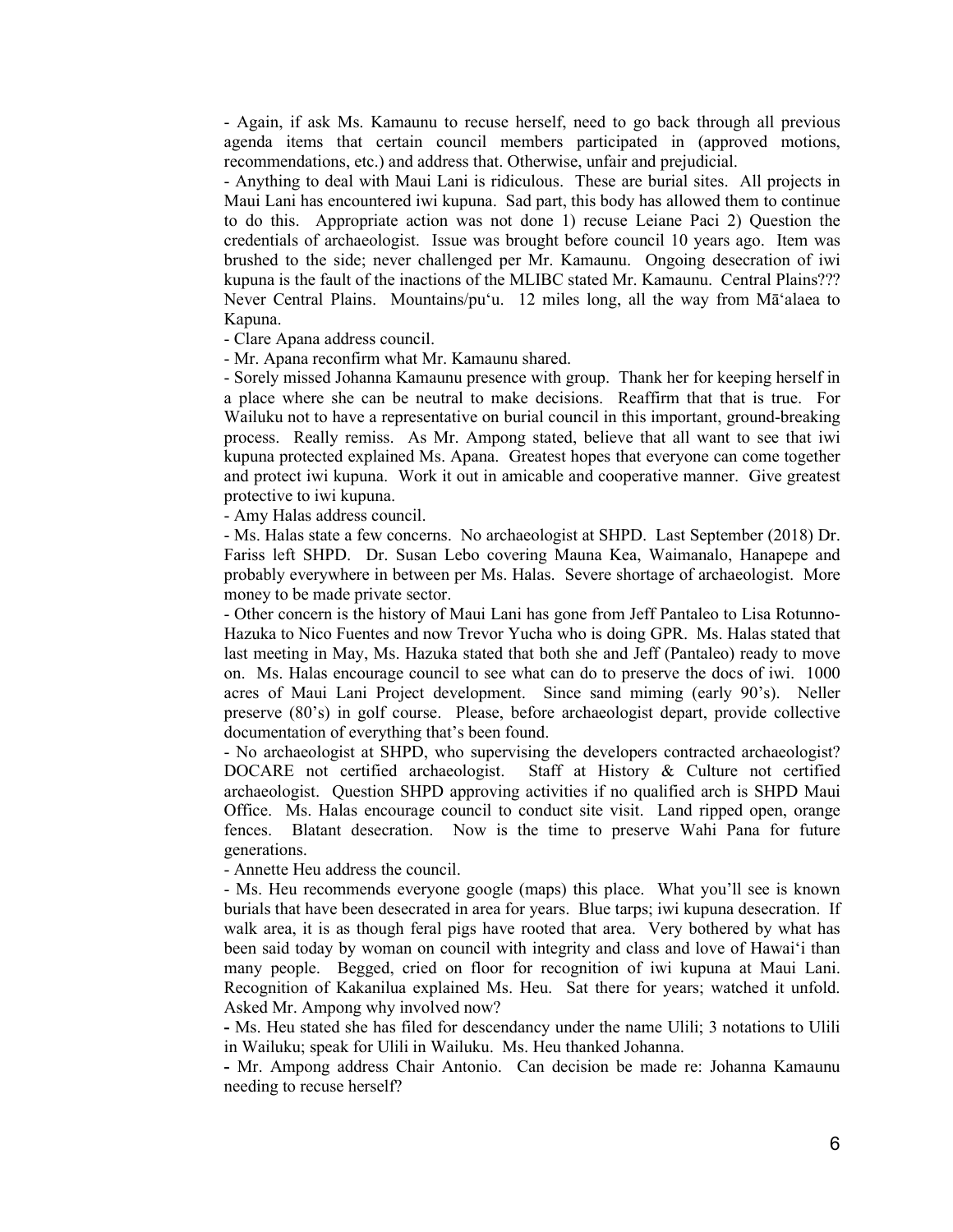- Again, if ask Ms. Kamaunu to recuse herself, need to go back through all previous agenda items that certain council members participated in (approved motions, recommendations, etc.) and address that. Otherwise, unfair and prejudicial.

- Anything to deal with Maui Lani is ridiculous. These are burial sites. All projects in Maui Lani has encountered iwi kupuna. Sad part, this body has allowed them to continue to do this. Appropriate action was not done 1) recuse Leiane Paci 2) Question the credentials of archaeologist. Issue was brought before council 10 years ago. Item was brushed to the side; never challenged per Mr. Kamaunu. Ongoing desecration of iwi kupuna is the fault of the inactions of the MLIBC stated Mr. Kamaunu. Central Plains??? Never Central Plains. Mountains/puʻu. 12 miles long, all the way from Māʻalaea to Kapuna.

- Clare Apana address council.

- Mr. Apana reconfirm what Mr. Kamaunu shared.

- Sorely missed Johanna Kamaunu presence with group. Thank her for keeping herself in a place where she can be neutral to make decisions. Reaffirm that that is true. For Wailuku not to have a representative on burial council in this important, ground-breaking process. Really remiss. As Mr. Ampong stated, believe that all want to see that iwi kupuna protected explained Ms. Apana. Greatest hopes that everyone can come together and protect iwi kupuna. Work it out in amicable and cooperative manner. Give greatest protective to iwi kupuna.

- Amy Halas address council.

- Ms. Halas state a few concerns. No archaeologist at SHPD. Last September (2018) Dr. Fariss left SHPD. Dr. Susan Lebo covering Mauna Kea, Waimanalo, Hanapepe and probably everywhere in between per Ms. Halas. Severe shortage of archaeologist. More money to be made private sector.

- Other concern is the history of Maui Lani has gone from Jeff Pantaleo to Lisa Rotunno-Hazuka to Nico Fuentes and now Trevor Yucha who is doing GPR. Ms. Halas stated that last meeting in May, Ms. Hazuka stated that both she and Jeff (Pantaleo) ready to move on. Ms. Halas encourage council to see what can do to preserve the docs of iwi. 1000 acres of Maui Lani Project development. Since sand miming (early 90's). Neller preserve (80's) in golf course. Please, before archaeologist depart, provide collective documentation of everything that's been found.

- No archaeologist at SHPD, who supervising the developers contracted archaeologist? DOCARE not certified archaeologist. Staff at History & Culture not certified archaeologist. Question SHPD approving activities if no qualified arch is SHPD Maui Office. Ms. Halas encourage council to conduct site visit. Land ripped open, orange fences. Blatant desecration. Now is the time to preserve Wahi Pana for future generations.

- Annette Heu address the council.

- Ms. Heu recommends everyone google (maps) this place. What you'll see is known burials that have been desecrated in area for years. Blue tarps; iwi kupuna desecration. If walk area, it is as though feral pigs have rooted that area. Very bothered by what has been said today by woman on council with integrity and class and love of Hawaiʻi than many people. Begged, cried on floor for recognition of iwi kupuna at Maui Lani. Recognition of Kakanilua explained Ms. Heu. Sat there for years; watched it unfold. Asked Mr. Ampong why involved now?

- Ms. Heu stated she has filed for descendancy under the name Ulili; 3 notations to Ulili in Wailuku; speak for Ulili in Wailuku. Ms. Heu thanked Johanna.

- Mr. Ampong address Chair Antonio. Can decision be made re: Johanna Kamaunu needing to recuse herself?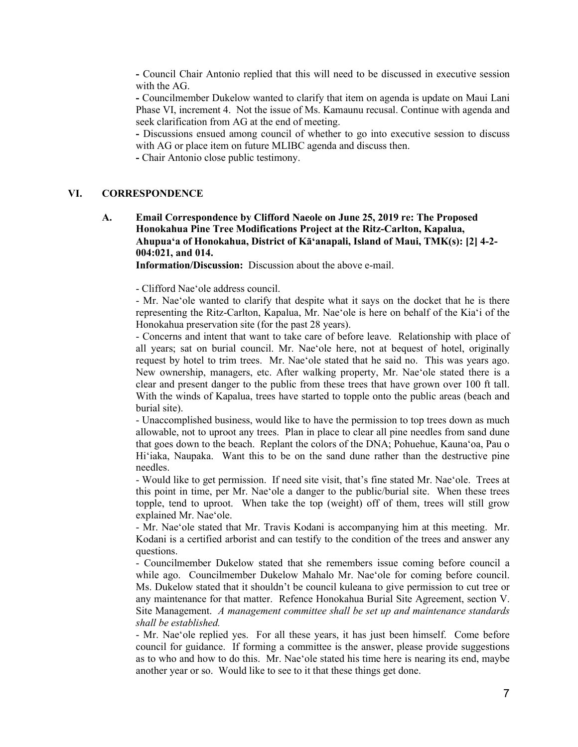- Council Chair Antonio replied that this will need to be discussed in executive session with the AG.

- Councilmember Dukelow wanted to clarify that item on agenda is update on Maui Lani Phase VI, increment 4. Not the issue of Ms. Kamaunu recusal. Continue with agenda and seek clarification from AG at the end of meeting.

- Discussions ensued among council of whether to go into executive session to discuss with AG or place item on future MLIBC agenda and discuss then.

- Chair Antonio close public testimony.

## VI. CORRESPONDENCE

**A. Email Correspondence by Clifford Naeole on June 25, 2019 re: The Proposed Honokahua Pine Tree Modifications Project at the Ritz-Carlton, Kapalua, Ahupuaʻa of Honokahua, District of Kāʻanapali, Island of Maui, TMK(s): [2] 4-2-004:021, and 014.**

**Information/Discussion:** Discussion about the above e-mail.

- Clifford Naeʻole address council.

- Mr. Naeʻole wanted to clarify that despite what it says on the docket that he is there representing the Ritz-Carlton, Kapalua, Mr. Naeʻole is here on behalf of the Kiaʻi of the Honokahua preservation site (for the past 28 years).

- Concerns and intent that want to take care of before leave. Relationship with place of all years; sat on burial council. Mr. Naeʻole here, not at bequest of hotel, originally request by hotel to trim trees. Mr. Naeʻole stated that he said no. This was years ago. New ownership, managers, etc. After walking property, Mr. Naeʻole stated there is a clear and present danger to the public from these trees that have grown over 100 ft tall. With the winds of Kapalua, trees have started to topple onto the public areas (beach and burial site).

- Unaccomplished business, would like to have the permission to top trees down as much allowable, not to uproot any trees. Plan in place to clear all pine needles from sand dune that goes down to the beach. Replant the colors of the DNA; Pohuehue, Kaunaʻoa, Pau o Hiʻiaka, Naupaka. Want this to be on the sand dune rather than the destructive pine needles.

- Would like to get permission. If need site visit, that's fine stated Mr. Naeʻole. Trees at this point in time, per Mr. Naeʻole a danger to the public/burial site. When these trees topple, tend to uproot. When take the top (weight) off of them, trees will still grow explained Mr. Naeʻole.

- Mr. Naeʻole stated that Mr. Travis Kodani is accompanying him at this meeting. Mr. Kodani is a certified arborist and can testify to the condition of the trees and answer any questions.

- Councilmember Dukelow stated that she remembers issue coming before council a while ago. Councilmember Dukelow Mahalo Mr. Naeʻole for coming before council. Ms. Dukelow stated that it shouldn't be council kuleana to give permission to cut tree or any maintenance for that matter. Refence Honokahua Burial Site Agreement, section V. Site Management. *A management committee shall be set up and maintenance standards shall be established.*

- Mr. Naeʻole replied yes. For all these years, it has just been himself. Come before council for guidance. If forming a committee is the answer, please provide suggestions as to who and how to do this. Mr. Naeʻole stated his time here is nearing its end, maybe another year or so. Would like to see to it that these things get done.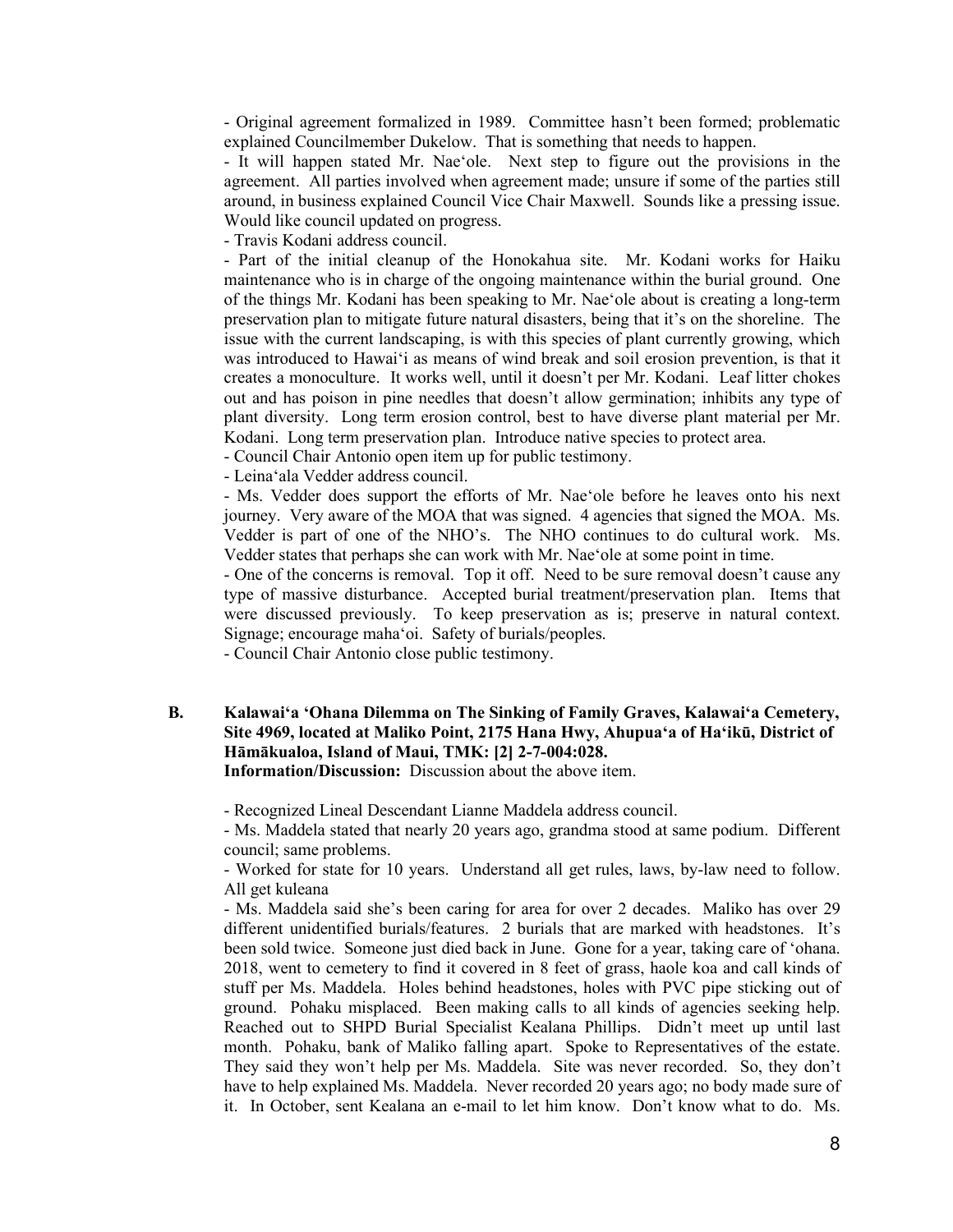- Original agreement formalized in 1989. Committee hasn't been formed; problematic explained Councilmember Dukelow. That is something that needs to happen.

- It will happen stated Mr. Nae'ole. Next step to figure out the provisions in the agreement. All parties involved when agreement made; unsure if some of the parties still around, in business explained Council Vice Chair Maxwell. Sounds like a pressing issue. Would like council updated on progress.

- Travis Kodani address council.

- Part of the initial cleanup of the Honokahua site. Mr. Kodani works for Haiku maintenance who is in charge of the ongoing maintenance within the burial ground. One of the things Mr. Kodani has been speaking to Mr. Nae'ole about is creating a long-term preservation plan to mitigate future natural disasters, being that it's on the shoreline. The issue with the current landscaping, is with this species of plant currently growing, which was introduced to Hawai'i as means of wind break and soil erosion prevention, is that it creates a monoculture. It works well, until it doesn't per Mr. Kodani. Leaf litter chokes out and has poison in pine needles that doesn't allow germination; inhibits any type of plant diversity. Long term erosion control, best to have diverse plant material per Mr. Kodani. Long term preservation plan. Introduce native species to protect area.

- Council Chair Antonio open item up for public testimony.

- Leina'ala Vedder address council.

- Ms. Vedder does support the efforts of Mr. Nae'ole before he leaves onto his next journey. Very aware of the MOA that was signed. 4 agencies that signed the MOA. Ms. Vedder is part of one of the NHO's. The NHO continues to do cultural work. Ms. Vedder states that perhaps she can work with Mr. Nae'ole at some point in time.

- One of the concerns is removal. Top it off. Need to be sure removal doesn't cause any type of massive disturbance. Accepted burial treatment/preservation plan. Items that were discussed previously. To keep preservation as is; preserve in natural context. Signage; encourage maha'oi. Safety of burials/peoples.

- Council Chair Antonio close public testimony.

**B. Kalawai'a 'Ohana Dilemma on The Sinking of Family Graves, Kalawai'a Cemetery, Site 4969, located at Maliko Point, 2175 Hana Hwy, Ahupua'a of Ha'ikū, District of Hāmākualoa, Island of Maui, TMK: [2] 2-7-004:028.**

**Information/Discussion:** Discussion about the above item.

- Recognized Lineal Descendant Lianne Maddela address council.

- Ms. Maddela stated that nearly 20 years ago, grandma stood at same podium. Different council; same problems.

- Worked for state for 10 years. Understand all get rules, laws, by-law need to follow. All get kuleana

- Ms. Maddela said she's been caring for area for over 2 decades. Maliko has over 29 different unidentified burials/features. 2 burials that are marked with headstones. It's been sold twice. Someone just died back in June. Gone for a year, taking care of 'ohana. 2018, went to cemetery to find it covered in 8 feet of grass, haole koa and call kinds of stuff per Ms. Maddela. Holes behind headstones, holes with PVC pipe sticking out of ground. Pohaku misplaced. Been making calls to all kinds of agencies seeking help. Reached out to SHPD Burial Specialist Kealana Phillips. Didn't meet up until last month. Pohaku, bank of Maliko falling apart. Spoke to Representatives of the estate. They said they won't help per Ms. Maddela. Site was never recorded. So, they don't have to help explained Ms. Maddela. Never recorded 20 years ago; no body made sure of it. In October, sent Kealana an e-mail to let him know. Don't know what to do. Ms.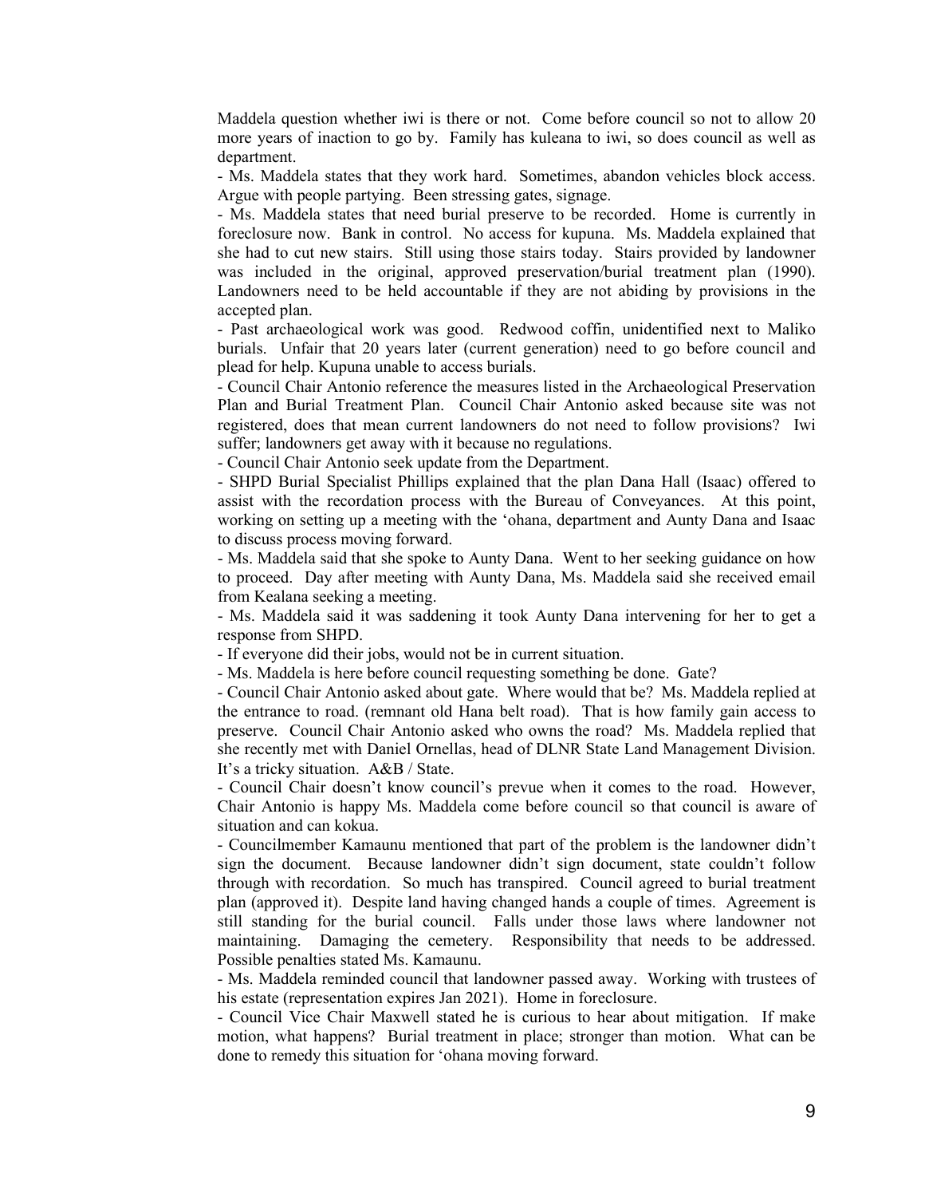Maddela question whether iwi is there or not. Come before council so not to allow 20 more years of inaction to go by. Family has kuleana to iwi, so does council as well as department.

- Ms. Maddela states that they work hard. Sometimes, abandon vehicles block access. Argue with people partying. Been stressing gates, signage.
- Ms. Maddela states that need burial preserve to be recorded. Home is currently in foreclosure now. Bank in control. No access for kupuna. Ms. Maddela explained that she had to cut new stairs. Still using those stairs today. Stairs provided by landowner was included in the original, approved preservation/burial treatment plan (1990). Landowners need to be held accountable if they are not abiding by provisions in the accepted plan.
- Past archaeological work was good. Redwood coffin, unidentified next to Maliko burials. Unfair that 20 years later (current generation) need to go before council and plead for help. Kupuna unable to access burials.
- Council Chair Antonio reference the measures listed in the Archaeological Preservation Plan and Burial Treatment Plan. Council Chair Antonio asked because site was not registered, does that mean current landowners do not need to follow provisions? Iwi suffer; landowners get away with it because no regulations.
- Council Chair Antonio seek update from the Department.
- SHPD Burial Specialist Phillips explained that the plan Dana Hall (Isaac) offered to assist with the recordation process with the Bureau of Conveyances. At this point, working on setting up a meeting with the ‘ohana, department and Aunty Dana and Isaac to discuss process moving forward.
- Ms. Maddela said that she spoke to Aunty Dana. Went to her seeking guidance on how to proceed. Day after meeting with Aunty Dana, Ms. Maddela said she received email from Kealana seeking a meeting.
- Ms. Maddela said it was saddening it took Aunty Dana intervening for her to get a response from SHPD.
- If everyone did their jobs, would not be in current situation.
- Ms. Maddela is here before council requesting something be done. Gate?
- Council Chair Antonio asked about gate. Where would that be? Ms. Maddela replied at the entrance to road. (remnant old Hana belt road). That is how family gain access to preserve. Council Chair Antonio asked who owns the road? Ms. Maddela replied that she recently met with Daniel Ornellas, head of DLNR State Land Management Division. It’s a tricky situation. A&B / State.
- Council Chair doesn’t know council’s prevue when it comes to the road. However, Chair Antonio is happy Ms. Maddela come before council so that council is aware of situation and can kokua.
- Councilmember Kamaunu mentioned that part of the problem is the landowner didn’t sign the document. Because landowner didn’t sign document, state couldn’t follow through with recordation. So much has transpired. Council agreed to burial treatment plan (approved it). Despite land having changed hands a couple of times. Agreement is still standing for the burial council. Falls under those laws where landowner not maintaining. Damaging the cemetery. Responsibility that needs to be addressed. Possible penalties stated Ms. Kamaunu.
- Ms. Maddela reminded council that landowner passed away. Working with trustees of his estate (representation expires Jan 2021). Home in foreclosure.
- Council Vice Chair Maxwell stated he is curious to hear about mitigation. If make motion, what happens? Burial treatment in place; stronger than motion. What can be done to remedy this situation for ‘ohana moving forward.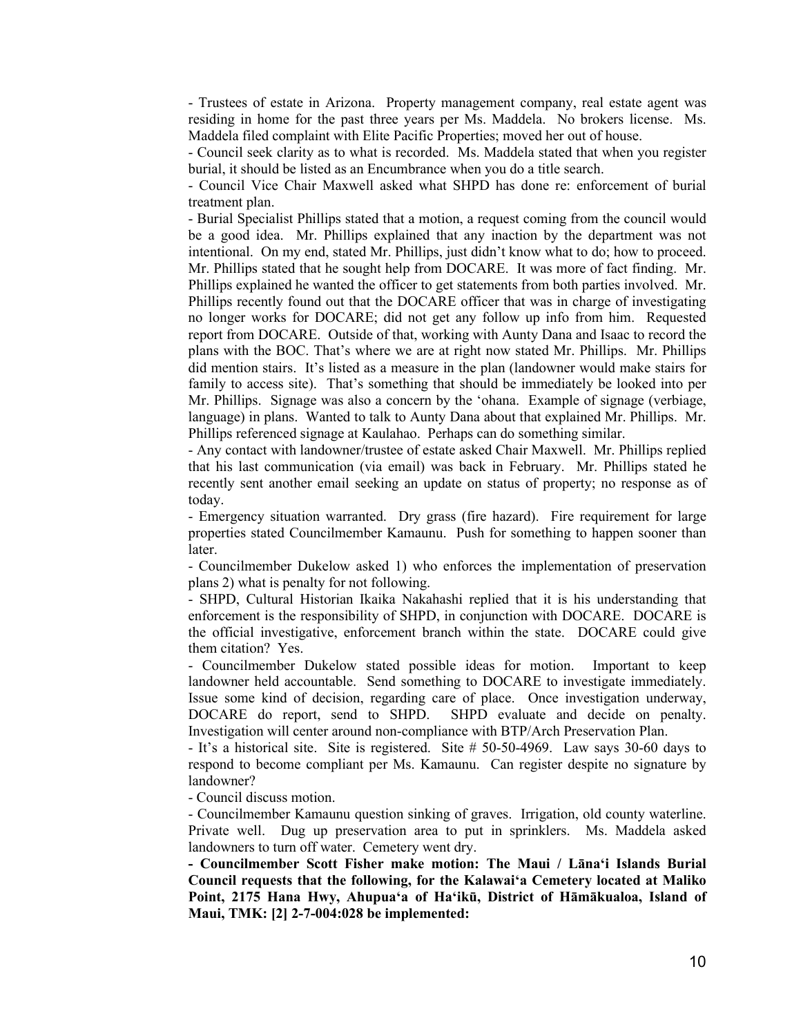- Trustees of estate in Arizona. Property management company, real estate agent was residing in home for the past three years per Ms. Maddela. No brokers license. Ms. Maddela filed complaint with Elite Pacific Properties; moved her out of house.

- Council seek clarity as to what is recorded. Ms. Maddela stated that when you register burial, it should be listed as an Encumbrance when you do a title search.

- Council Vice Chair Maxwell asked what SHPD has done re: enforcement of burial treatment plan.

- Burial Specialist Phillips stated that a motion, a request coming from the council would be a good idea. Mr. Phillips explained that any inaction by the department was not intentional. On my end, stated Mr. Phillips, just didn't know what to do; how to proceed. Mr. Phillips stated that he sought help from DOCARE. It was more of fact finding. Mr. Phillips explained he wanted the officer to get statements from both parties involved. Mr. Phillips recently found out that the DOCARE officer that was in charge of investigating no longer works for DOCARE; did not get any follow up info from him. Requested report from DOCARE. Outside of that, working with Aunty Dana and Isaac to record the plans with the BOC. That's where we are at right now stated Mr. Phillips. Mr. Phillips did mention stairs. It's listed as a measure in the plan (landowner would make stairs for family to access site). That's something that should be immediately be looked into per Mr. Phillips. Signage was also a concern by the ʻohana. Example of signage (verbiage, language) in plans. Wanted to talk to Aunty Dana about that explained Mr. Phillips. Mr. Phillips referenced signage at Kaulahao. Perhaps can do something similar.

- Any contact with landowner/trustee of estate asked Chair Maxwell. Mr. Phillips replied that his last communication (via email) was back in February. Mr. Phillips stated he recently sent another email seeking an update on status of property; no response as of today.

- Emergency situation warranted. Dry grass (fire hazard). Fire requirement for large properties stated Councilmember Kamaunu. Push for something to happen sooner than later.

- Councilmember Dukelow asked 1) who enforces the implementation of preservation plans 2) what is penalty for not following.

- SHPD, Cultural Historian Ikaika Nakahashi replied that it is his understanding that enforcement is the responsibility of SHPD, in conjunction with DOCARE. DOCARE is the official investigative, enforcement branch within the state. DOCARE could give them citation? Yes.

- Councilmember Dukelow stated possible ideas for motion. Important to keep landowner held accountable. Send something to DOCARE to investigate immediately. Issue some kind of decision, regarding care of place. Once investigation underway, DOCARE do report, send to SHPD. SHPD evaluate and decide on penalty. Investigation will center around non-compliance with BTP/Arch Preservation Plan.

- It's a historical site. Site is registered. Site # 50-50-4969. Law says 30-60 days to respond to become compliant per Ms. Kamaunu. Can register despite no signature by landowner?

- Council discuss motion.

- Councilmember Kamaunu question sinking of graves. Irrigation, old county waterline. Private well. Dug up preservation area to put in sprinklers. Ms. Maddela asked landowners to turn off water. Cemetery went dry.

**- Councilmember Scott Fisher make motion: The Maui / Lānaʻi Islands Burial Council requests that the following, for the Kalawaiʻa Cemetery located at Maliko Point, 2175 Hana Hwy, Ahupuaʻa of Haʻikū, District of Hāmākualoa, Island of Maui, TMK: [2] 2-7-004:028 be implemented:**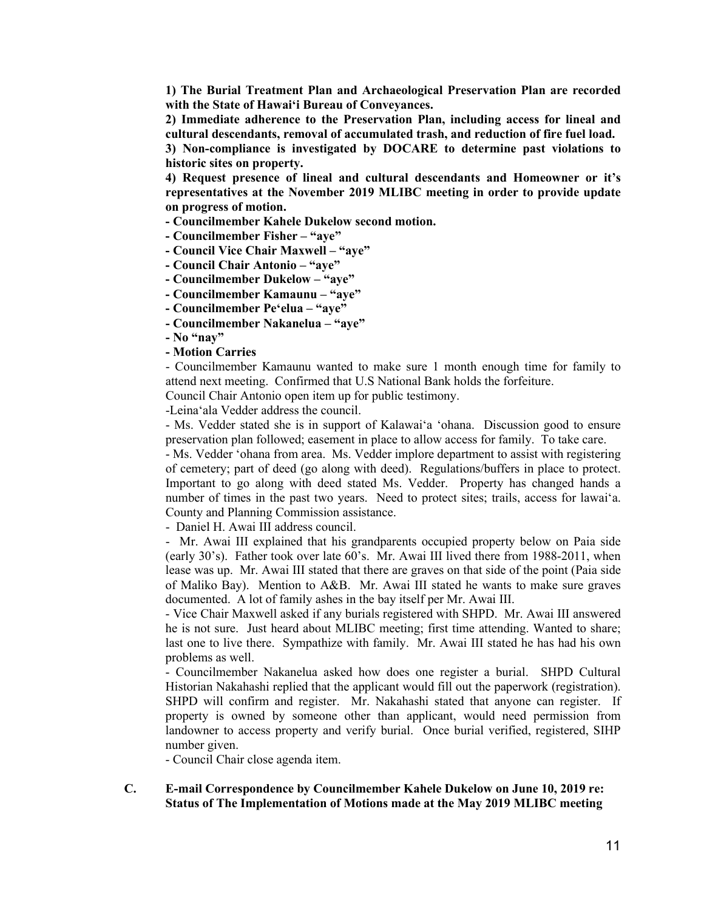**1) The Burial Treatment Plan and Archaeological Preservation Plan are recorded with the State of Hawai'i Bureau of Conveyances.**

**2) Immediate adherence to the Preservation Plan, including access for lineal and cultural descendants, removal of accumulated trash, and reduction of fire fuel load.**

**3) Non-compliance is investigated by DOCARE to determine past violations to historic sites on property.**

**4) Request presence of lineal and cultural descendants and Homeowner or it's representatives at the November 2019 MLIBC meeting in order to provide update on progress of motion.**

**- Councilmember Kahele Dukelow second motion.**

**- Councilmember Fisher – "aye"**

**- Council Vice Chair Maxwell – "aye"**

**- Council Chair Antonio – "aye"**

**- Councilmember Dukelow – "aye"**

**- Councilmember Kamaunu – "aye"**

**- Councilmember Pe'elua – "aye"**

**- Councilmember Nakanelua – "aye"**

**- No "nay"**

**- Motion Carries**

- Councilmember Kamaunu wanted to make sure 1 month enough time for family to attend next meeting. Confirmed that U.S National Bank holds the forfeiture.

Council Chair Antonio open item up for public testimony.

-Leina'ala Vedder address the council.

- Ms. Vedder stated she is in support of Kalawai'a 'ohana. Discussion good to ensure preservation plan followed; easement in place to allow access for family. To take care.

- Ms. Vedder 'ohana from area. Ms. Vedder implore department to assist with registering of cemetery; part of deed (go along with deed). Regulations/buffers in place to protect. Important to go along with deed stated Ms. Vedder. Property has changed hands a number of times in the past two years. Need to protect sites; trails, access for lawai'a. County and Planning Commission assistance.

- Daniel H. Awai III address council.

- Mr. Awai III explained that his grandparents occupied property below on Paia side (early 30's). Father took over late 60's. Mr. Awai III lived there from 1988-2011, when lease was up. Mr. Awai III stated that there are graves on that side of the point (Paia side of Maliko Bay). Mention to A&B. Mr. Awai III stated he wants to make sure graves documented. A lot of family ashes in the bay itself per Mr. Awai III.

- Vice Chair Maxwell asked if any burials registered with SHPD. Mr. Awai III answered he is not sure. Just heard about MLIBC meeting; first time attending. Wanted to share; last one to live there. Sympathize with family. Mr. Awai III stated he has had his own problems as well.

- Councilmember Nakanelua asked how does one register a burial. SHPD Cultural Historian Nakahashi replied that the applicant would fill out the paperwork (registration). SHPD will confirm and register. Mr. Nakahashi stated that anyone can register. If property is owned by someone other than applicant, would need permission from landowner to access property and verify burial. Once burial verified, registered, SIHP number given.

- Council Chair close agenda item.

**C. E-mail Correspondence by Councilmember Kahele Dukelow on June 10, 2019 re: Status of The Implementation of Motions made at the May 2019 MLIBC meeting**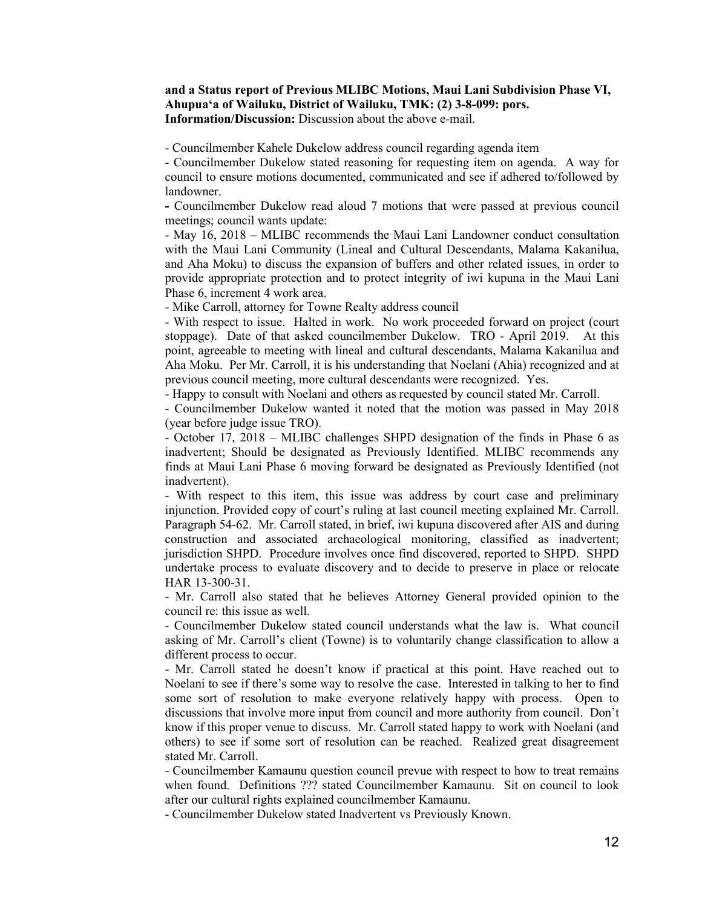**and a Status report of Previous MLIBC Motions, Maui Lani Subdivision Phase VI, Ahupua'a of Wailuku, District of Wailuku, TMK: (2) 3-8-099: pors.**
**Information/Discussion:** Discussion about the above e-mail.

- Councilmember Kahele Dukelow address council regarding agenda item
- Councilmember Dukelow stated reasoning for requesting item on agenda. A way for council to ensure motions documented, communicated and see if adhered to/followed by landowner.
- Councilmember Dukelow read aloud 7 motions that were passed at previous council meetings; council wants update:
- May 16, 2018 – MLIBC recommends the Maui Lani Landowner conduct consultation with the Maui Lani Community (Lineal and Cultural Descendants, Malama Kakanilua, and Aha Moku) to discuss the expansion of buffers and other related issues, in order to provide appropriate protection and to protect integrity of iwi kupuna in the Maui Lani Phase 6, increment 4 work area.
- Mike Carroll, attorney for Towne Realty address council
- With respect to issue. Halted in work. No work proceeded forward on project (court stoppage). Date of that asked councilmember Dukelow. TRO - April 2019. At this point, agreeable to meeting with lineal and cultural descendants, Malama Kakanilua and Aha Moku. Per Mr. Carroll, it is his understanding that Noelani (Ahia) recognized and at previous council meeting, more cultural descendants were recognized. Yes.
- Happy to consult with Noelani and others as requested by council stated Mr. Carroll.
- Councilmember Dukelow wanted it noted that the motion was passed in May 2018 (year before judge issue TRO).
- October 17, 2018 – MLIBC challenges SHPD designation of the finds in Phase 6 as inadvertent; Should be designated as Previously Identified. MLIBC recommends any finds at Maui Lani Phase 6 moving forward be designated as Previously Identified (not inadvertent).
- With respect to this item, this issue was address by court case and preliminary injunction. Provided copy of court's ruling at last council meeting explained Mr. Carroll. Paragraph 54-62. Mr. Carroll stated, in brief, iwi kupuna discovered after AIS and during construction and associated archaeological monitoring, classified as inadvertent; jurisdiction SHPD. Procedure involves once find discovered, reported to SHPD. SHPD undertake process to evaluate discovery and to decide to preserve in place or relocate HAR 13-300-31.
- Mr. Carroll also stated that he believes Attorney General provided opinion to the council re: this issue as well.
- Councilmember Dukelow stated council understands what the law is. What council asking of Mr. Carroll's client (Towne) is to voluntarily change classification to allow a different process to occur.
- Mr. Carroll stated he doesn't know if practical at this point. Have reached out to Noelani to see if there's some way to resolve the case. Interested in talking to her to find some sort of resolution to make everyone relatively happy with process. Open to discussions that involve more input from council and more authority from council. Don't know if this proper venue to discuss. Mr. Carroll stated happy to work with Noelani (and others) to see if some sort of resolution can be reached. Realized great disagreement stated Mr. Carroll.
- Councilmember Kamaunu question council prevue with respect to how to treat remains when found. Definitions ??? stated Councilmember Kamaunu. Sit on council to look after our cultural rights explained councilmember Kamaunu.
- Councilmember Dukelow stated Inadvertent vs Previously Known.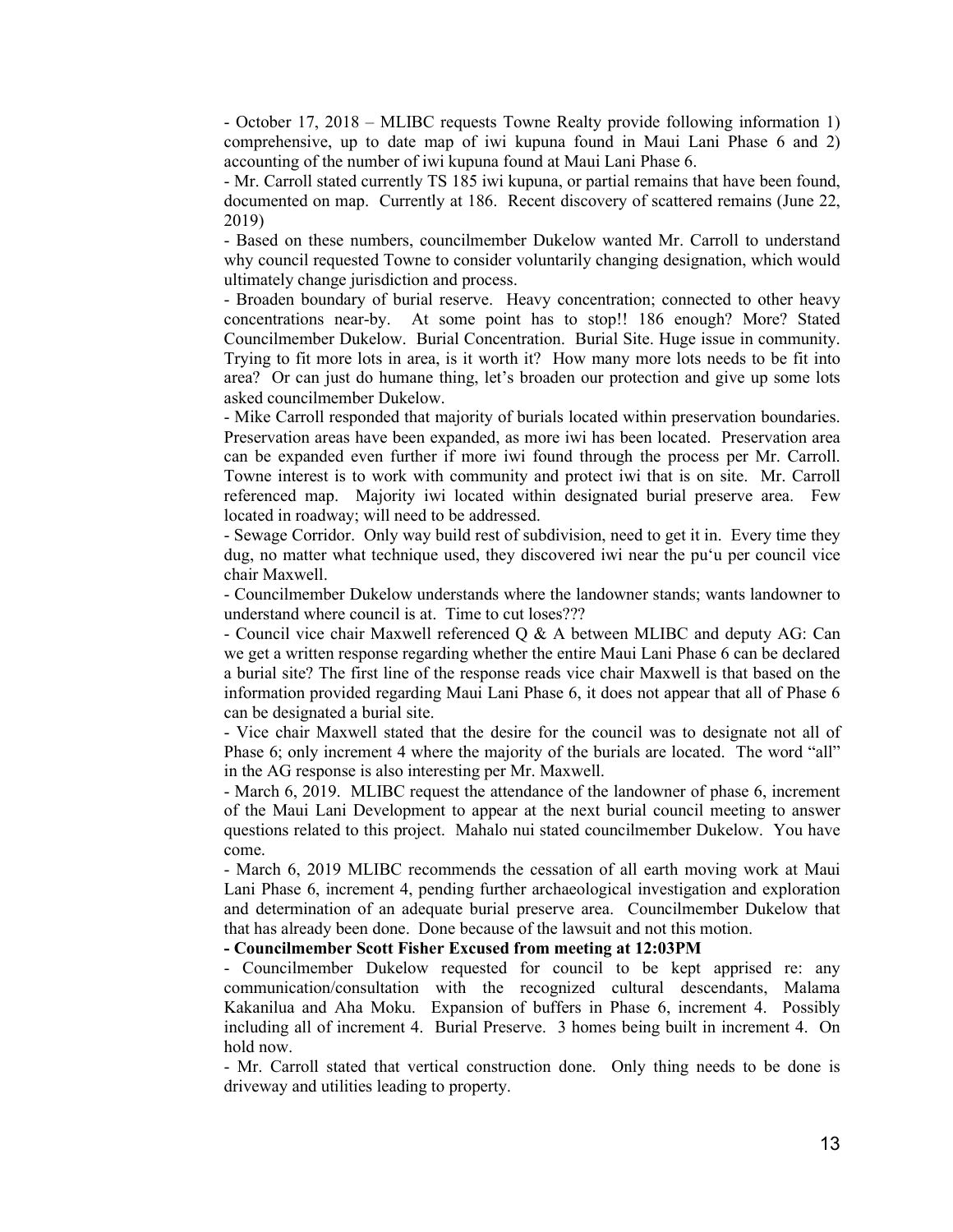- October 17, 2018 – MLIBC requests Towne Realty provide following information 1) comprehensive, up to date map of iwi kupuna found in Maui Lani Phase 6 and 2) accounting of the number of iwi kupuna found at Maui Lani Phase 6.

- Mr. Carroll stated currently TS 185 iwi kupuna, or partial remains that have been found, documented on map. Currently at 186. Recent discovery of scattered remains (June 22, 2019)

- Based on these numbers, councilmember Dukelow wanted Mr. Carroll to understand why council requested Towne to consider voluntarily changing designation, which would ultimately change jurisdiction and process.

- Broaden boundary of burial reserve. Heavy concentration; connected to other heavy concentrations near-by. At some point has to stop!! 186 enough? More? Stated Councilmember Dukelow. Burial Concentration. Burial Site. Huge issue in community. Trying to fit more lots in area, is it worth it? How many more lots needs to be fit into area? Or can just do humane thing, let's broaden our protection and give up some lots asked councilmember Dukelow.

- Mike Carroll responded that majority of burials located within preservation boundaries. Preservation areas have been expanded, as more iwi has been located. Preservation area can be expanded even further if more iwi found through the process per Mr. Carroll. Towne interest is to work with community and protect iwi that is on site. Mr. Carroll referenced map. Majority iwi located within designated burial preserve area. Few located in roadway; will need to be addressed.

- Sewage Corridor. Only way build rest of subdivision, need to get it in. Every time they dug, no matter what technique used, they discovered iwi near the puʻu per council vice chair Maxwell.

- Councilmember Dukelow understands where the landowner stands; wants landowner to understand where council is at. Time to cut loses???

- Council vice chair Maxwell referenced Q & A between MLIBC and deputy AG: Can we get a written response regarding whether the entire Maui Lani Phase 6 can be declared a burial site? The first line of the response reads vice chair Maxwell is that based on the information provided regarding Maui Lani Phase 6, it does not appear that all of Phase 6 can be designated a burial site.

- Vice chair Maxwell stated that the desire for the council was to designate not all of Phase 6; only increment 4 where the majority of the burials are located. The word "all" in the AG response is also interesting per Mr. Maxwell.

- March 6, 2019. MLIBC request the attendance of the landowner of phase 6, increment of the Maui Lani Development to appear at the next burial council meeting to answer questions related to this project. Mahalo nui stated councilmember Dukelow. You have come.

- March 6, 2019 MLIBC recommends the cessation of all earth moving work at Maui Lani Phase 6, increment 4, pending further archaeological investigation and exploration and determination of an adequate burial preserve area. Councilmember Dukelow that that has already been done. Done because of the lawsuit and not this motion.

**- Councilmember Scott Fisher Excused from meeting at 12:03PM**

- Councilmember Dukelow requested for council to be kept apprised re: any communication/consultation with the recognized cultural descendants, Malama Kakanilua and Aha Moku. Expansion of buffers in Phase 6, increment 4. Possibly including all of increment 4. Burial Preserve. 3 homes being built in increment 4. On hold now.

- Mr. Carroll stated that vertical construction done. Only thing needs to be done is driveway and utilities leading to property.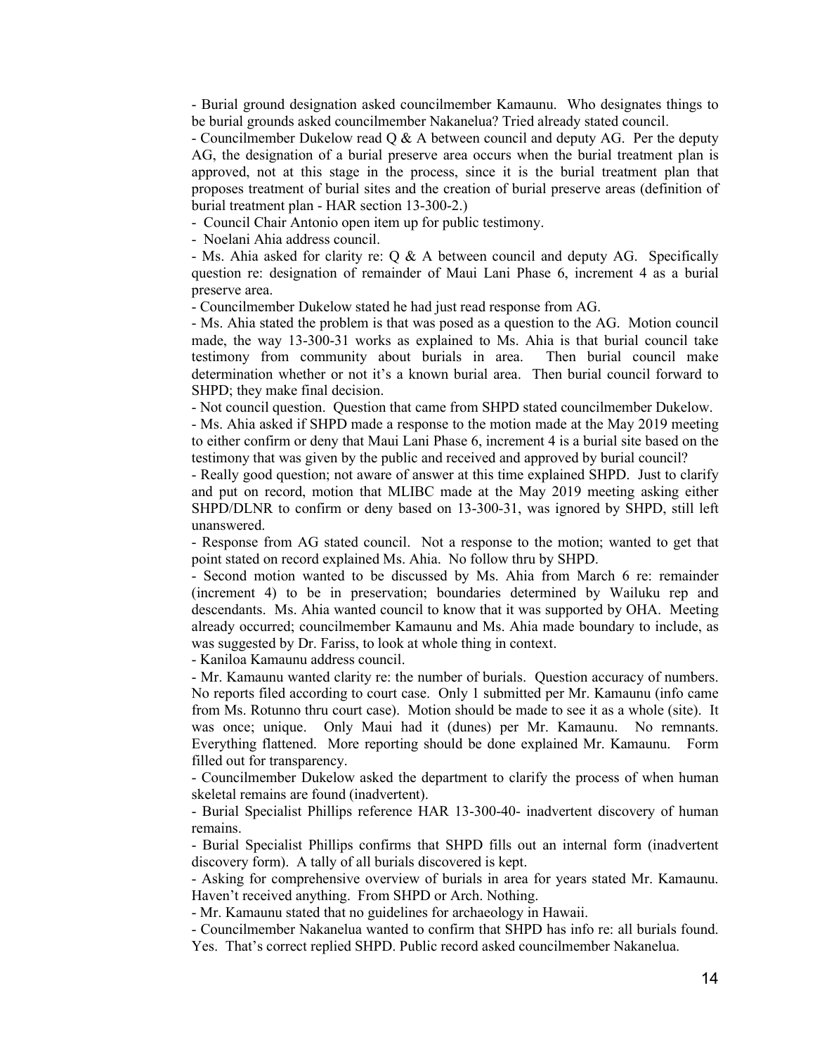- Burial ground designation asked councilmember Kamaunu. Who designates things to be burial grounds asked councilmember Nakanelua? Tried already stated council.

- Councilmember Dukelow read Q & A between council and deputy AG. Per the deputy AG, the designation of a burial preserve area occurs when the burial treatment plan is approved, not at this stage in the process, since it is the burial treatment plan that proposes treatment of burial sites and the creation of burial preserve areas (definition of burial treatment plan - HAR section 13-300-2.)

- Council Chair Antonio open item up for public testimony.

- Noelani Ahia address council.

- Ms. Ahia asked for clarity re: Q & A between council and deputy AG. Specifically question re: designation of remainder of Maui Lani Phase 6, increment 4 as a burial preserve area.

- Councilmember Dukelow stated he had just read response from AG.

- Ms. Ahia stated the problem is that was posed as a question to the AG. Motion council made, the way 13-300-31 works as explained to Ms. Ahia is that burial council take testimony from community about burials in area. Then burial council make determination whether or not it's a known burial area. Then burial council forward to SHPD; they make final decision.

- Not council question. Question that came from SHPD stated councilmember Dukelow.

- Ms. Ahia asked if SHPD made a response to the motion made at the May 2019 meeting to either confirm or deny that Maui Lani Phase 6, increment 4 is a burial site based on the testimony that was given by the public and received and approved by burial council?

- Really good question; not aware of answer at this time explained SHPD. Just to clarify and put on record, motion that MLIBC made at the May 2019 meeting asking either SHPD/DLNR to confirm or deny based on 13-300-31, was ignored by SHPD, still left unanswered.

- Response from AG stated council. Not a response to the motion; wanted to get that point stated on record explained Ms. Ahia. No follow thru by SHPD.

- Second motion wanted to be discussed by Ms. Ahia from March 6 re: remainder (increment 4) to be in preservation; boundaries determined by Wailuku rep and descendants. Ms. Ahia wanted council to know that it was supported by OHA. Meeting already occurred; councilmember Kamaunu and Ms. Ahia made boundary to include, as was suggested by Dr. Fariss, to look at whole thing in context.

- Kaniloa Kamaunu address council.

- Mr. Kamaunu wanted clarity re: the number of burials. Question accuracy of numbers. No reports filed according to court case. Only 1 submitted per Mr. Kamaunu (info came from Ms. Rotunno thru court case). Motion should be made to see it as a whole (site). It was once; unique. Only Maui had it (dunes) per Mr. Kamaunu. No remnants. Everything flattened. More reporting should be done explained Mr. Kamaunu. Form filled out for transparency.

- Councilmember Dukelow asked the department to clarify the process of when human skeletal remains are found (inadvertent).

- Burial Specialist Phillips reference HAR 13-300-40- inadvertent discovery of human remains.

- Burial Specialist Phillips confirms that SHPD fills out an internal form (inadvertent discovery form). A tally of all burials discovered is kept.

- Asking for comprehensive overview of burials in area for years stated Mr. Kamaunu. Haven't received anything. From SHPD or Arch. Nothing.

- Mr. Kamaunu stated that no guidelines for archaeology in Hawaii.

- Councilmember Nakanelua wanted to confirm that SHPD has info re: all burials found. Yes. That's correct replied SHPD. Public record asked councilmember Nakanelua.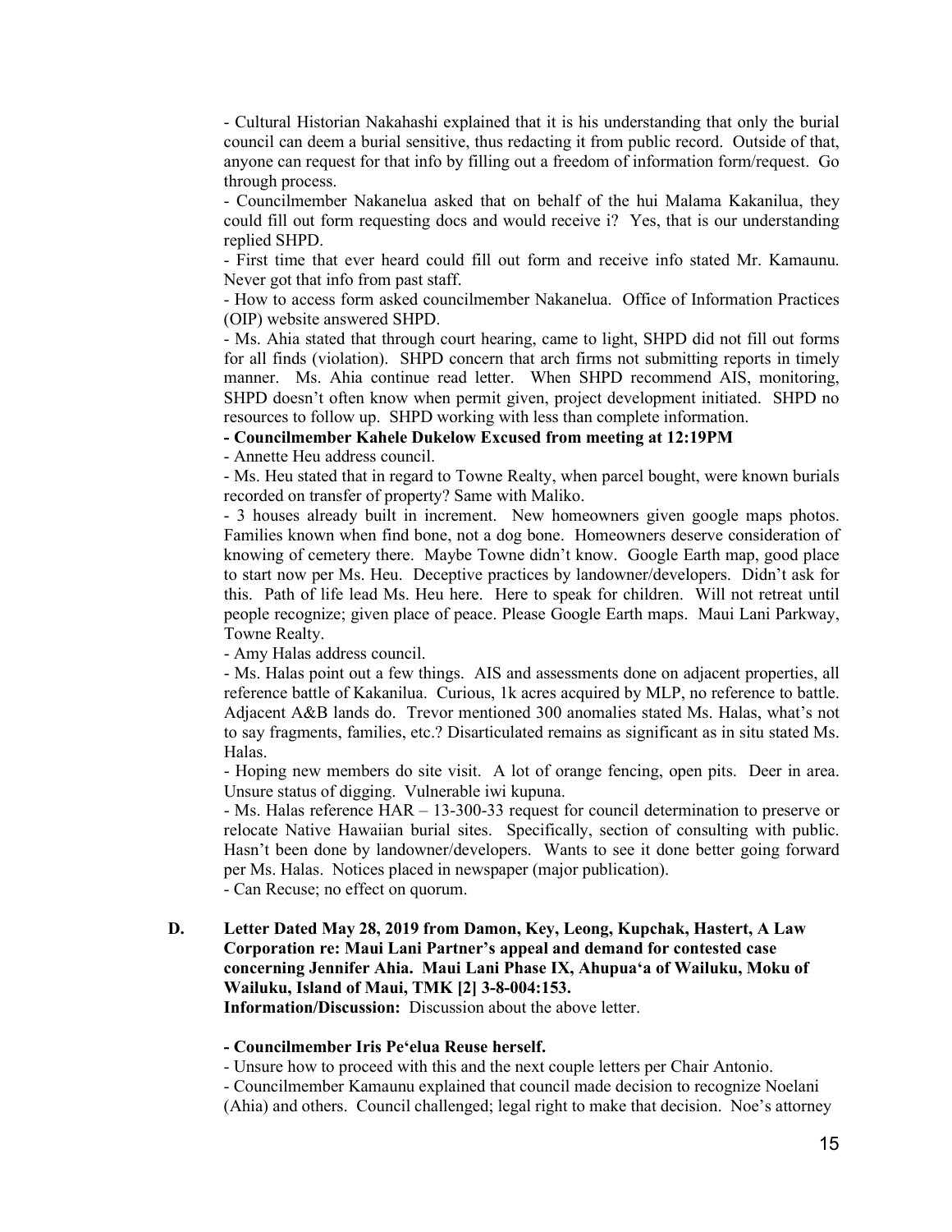- Cultural Historian Nakahashi explained that it is his understanding that only the burial council can deem a burial sensitive, thus redacting it from public record. Outside of that, anyone can request for that info by filling out a freedom of information form/request. Go through process.

- Councilmember Nakanelua asked that on behalf of the hui Malama Kakanilua, they could fill out form requesting docs and would receive i? Yes, that is our understanding replied SHPD.

- First time that ever heard could fill out form and receive info stated Mr. Kamaunu. Never got that info from past staff.

- How to access form asked councilmember Nakanelua. Office of Information Practices (OIP) website answered SHPD.

- Ms. Ahia stated that through court hearing, came to light, SHPD did not fill out forms for all finds (violation). SHPD concern that arch firms not submitting reports in timely manner. Ms. Ahia continue read letter. When SHPD recommend AIS, monitoring, SHPD doesn't often know when permit given, project development initiated. SHPD no resources to follow up. SHPD working with less than complete information.

**- Councilmember Kahele Dukelow Excused from meeting at 12:19PM**

- Annette Heu address council.

- Ms. Heu stated that in regard to Towne Realty, when parcel bought, were known burials recorded on transfer of property? Same with Maliko.

- 3 houses already built in increment. New homeowners given google maps photos. Families known when find bone, not a dog bone. Homeowners deserve consideration of knowing of cemetery there. Maybe Towne didn't know. Google Earth map, good place to start now per Ms. Heu. Deceptive practices by landowner/developers. Didn't ask for this. Path of life lead Ms. Heu here. Here to speak for children. Will not retreat until people recognize; given place of peace. Please Google Earth maps. Maui Lani Parkway, Towne Realty.

- Amy Halas address council.

- Ms. Halas point out a few things. AIS and assessments done on adjacent properties, all reference battle of Kakanilua. Curious, 1k acres acquired by MLP, no reference to battle. Adjacent A&B lands do. Trevor mentioned 300 anomalies stated Ms. Halas, what's not to say fragments, families, etc.? Disarticulated remains as significant as in situ stated Ms. Halas.

- Hoping new members do site visit. A lot of orange fencing, open pits. Deer in area. Unsure status of digging. Vulnerable iwi kupuna.

- Ms. Halas reference HAR – 13-300-33 request for council determination to preserve or relocate Native Hawaiian burial sites. Specifically, section of consulting with public. Hasn't been done by landowner/developers. Wants to see it done better going forward per Ms. Halas. Notices placed in newspaper (major publication).

- Can Recuse; no effect on quorum.

**D. Letter Dated May 28, 2019 from Damon, Key, Leong, Kupchak, Hastert, A Law Corporation re: Maui Lani Partner's appeal and demand for contested case concerning Jennifer Ahia. Maui Lani Phase IX, Ahupuaʻa of Wailuku, Moku of Wailuku, Island of Maui, TMK [2] 3-8-004:153.**

**Information/Discussion:** Discussion about the above letter.

**- Councilmember Iris Peʻelua Reuse herself.**

- Unsure how to proceed with this and the next couple letters per Chair Antonio.

- Councilmember Kamaunu explained that council made decision to recognize Noelani (Ahia) and others. Council challenged; legal right to make that decision. Noe's attorney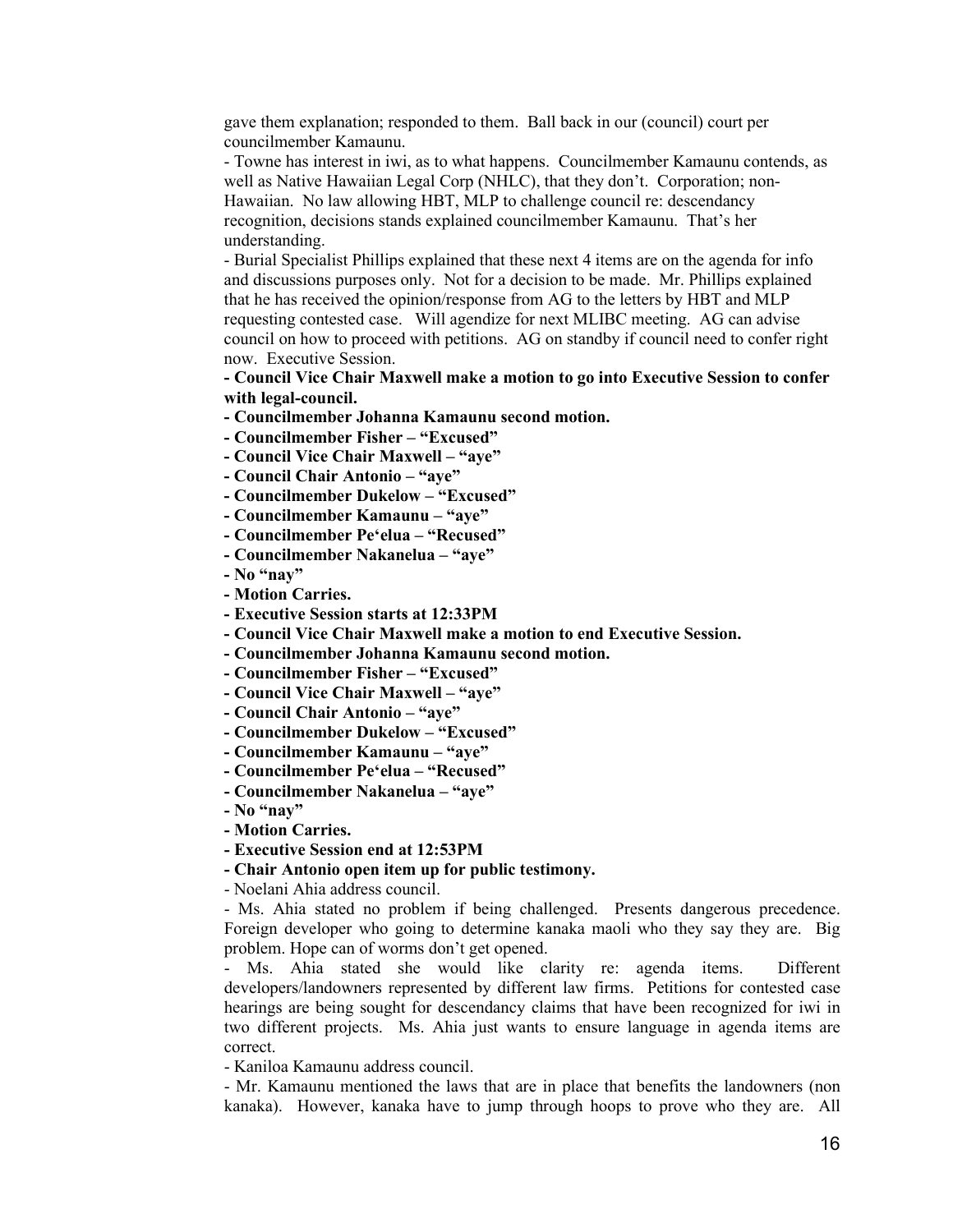gave them explanation; responded to them. Ball back in our (council) court per councilmember Kamaunu.

- Towne has interest in iwi, as to what happens. Councilmember Kamaunu contends, as well as Native Hawaiian Legal Corp (NHLC), that they don't. Corporation; non-Hawaiian. No law allowing HBT, MLP to challenge council re: descendancy recognition, decisions stands explained councilmember Kamaunu. That's her understanding.
- Burial Specialist Phillips explained that these next 4 items are on the agenda for info and discussions purposes only. Not for a decision to be made. Mr. Phillips explained that he has received the opinion/response from AG to the letters by HBT and MLP requesting contested case. Will agendize for next MLIBC meeting. AG can advise council on how to proceed with petitions. AG on standby if council need to confer right now. Executive Session.
- **Council Vice Chair Maxwell make a motion to go into Executive Session to confer with legal-council.**
- **Councilmember Johanna Kamaunu second motion.**
- **Councilmember Fisher – "Excused"**
- **Council Vice Chair Maxwell – "aye"**
- **Council Chair Antonio – "aye"**
- **Councilmember Dukelow – "Excused"**
- **Councilmember Kamaunu – "aye"**
- **Councilmember Pe'elua – "Recused"**
- **Councilmember Nakanelua – "aye"**
- **No "nay"**
- **Motion Carries.**
- **Executive Session starts at 12:33PM**
- **Council Vice Chair Maxwell make a motion to end Executive Session.**
- **Councilmember Johanna Kamaunu second motion.**
- **Councilmember Fisher – "Excused"**
- **Council Vice Chair Maxwell – "aye"**
- **Council Chair Antonio – "aye"**
- **Councilmember Dukelow – "Excused"**
- **Councilmember Kamaunu – "aye"**
- **Councilmember Pe'elua – "Recused"**
- **Councilmember Nakanelua – "aye"**
- **No "nay"**
- **Motion Carries.**
- **Executive Session end at 12:53PM**
- **Chair Antonio open item up for public testimony.**
- Noelani Ahia address council.
- Ms. Ahia stated no problem if being challenged. Presents dangerous precedence. Foreign developer who going to determine kanaka maoli who they say they are. Big problem. Hope can of worms don't get opened.
- Ms. Ahia stated she would like clarity re: agenda items. Different developers/landowners represented by different law firms. Petitions for contested case hearings are being sought for descendancy claims that have been recognized for iwi in two different projects. Ms. Ahia just wants to ensure language in agenda items are correct.
- Kaniloa Kamaunu address council.
- Mr. Kamaunu mentioned the laws that are in place that benefits the landowners (non kanaka). However, kanaka have to jump through hoops to prove who they are. All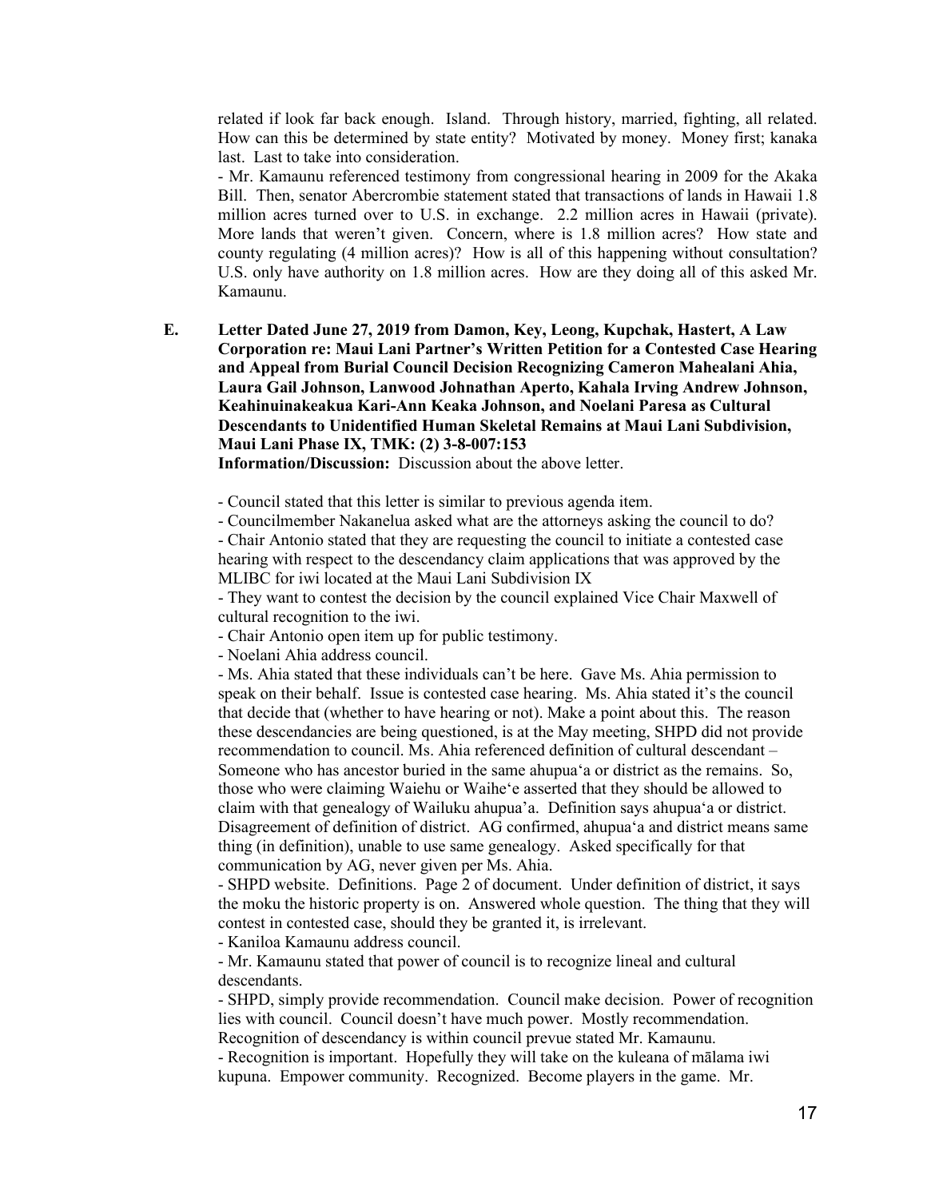related if look far back enough. Island. Through history, married, fighting, all related. How can this be determined by state entity? Motivated by money. Money first; kanaka last. Last to take into consideration.

- Mr. Kamaunu referenced testimony from congressional hearing in 2009 for the Akaka Bill. Then, senator Abercrombie statement stated that transactions of lands in Hawaii 1.8 million acres turned over to U.S. in exchange. 2.2 million acres in Hawaii (private). More lands that weren't given. Concern, where is 1.8 million acres? How state and county regulating (4 million acres)? How is all of this happening without consultation? U.S. only have authority on 1.8 million acres. How are they doing all of this asked Mr. Kamaunu.

**E. Letter Dated June 27, 2019 from Damon, Key, Leong, Kupchak, Hastert, A Law Corporation re: Maui Lani Partner's Written Petition for a Contested Case Hearing and Appeal from Burial Council Decision Recognizing Cameron Mahealani Ahia, Laura Gail Johnson, Lanwood Johnathan Aperto, Kahala Irving Andrew Johnson, Keahinuinakeakua Kari-Ann Keaka Johnson, and Noelani Paresa as Cultural Descendants to Unidentified Human Skeletal Remains at Maui Lani Subdivision, Maui Lani Phase IX, TMK: (2) 3-8-007:153**

**Information/Discussion:** Discussion about the above letter.

- Council stated that this letter is similar to previous agenda item.
- Councilmember Nakanelua asked what are the attorneys asking the council to do?
- Chair Antonio stated that they are requesting the council to initiate a contested case hearing with respect to the descendancy claim applications that was approved by the MLIBC for iwi located at the Maui Lani Subdivision IX
- They want to contest the decision by the council explained Vice Chair Maxwell of cultural recognition to the iwi.
- Chair Antonio open item up for public testimony.
- Noelani Ahia address council.
- Ms. Ahia stated that these individuals can't be here. Gave Ms. Ahia permission to speak on their behalf. Issue is contested case hearing. Ms. Ahia stated it's the council that decide that (whether to have hearing or not). Make a point about this. The reason these descendancies are being questioned, is at the May meeting, SHPD did not provide recommendation to council. Ms. Ahia referenced definition of cultural descendant – Someone who has ancestor buried in the same ahupuaʻa or district as the remains. So, those who were claiming Waiehu or Waiheʻe asserted that they should be allowed to claim with that genealogy of Wailuku ahupua'a. Definition says ahupuaʻa or district. Disagreement of definition of district. AG confirmed, ahupuaʻa and district means same thing (in definition), unable to use same genealogy. Asked specifically for that communication by AG, never given per Ms. Ahia.
- SHPD website. Definitions. Page 2 of document. Under definition of district, it says the moku the historic property is on. Answered whole question. The thing that they will contest in contested case, should they be granted it, is irrelevant.
- Kaniloa Kamaunu address council.
- Mr. Kamaunu stated that power of council is to recognize lineal and cultural descendants.
- SHPD, simply provide recommendation. Council make decision. Power of recognition lies with council. Council doesn't have much power. Mostly recommendation. Recognition of descendancy is within council prevue stated Mr. Kamaunu.
- Recognition is important. Hopefully they will take on the kuleana of mālama iwi kupuna. Empower community. Recognized. Become players in the game. Mr.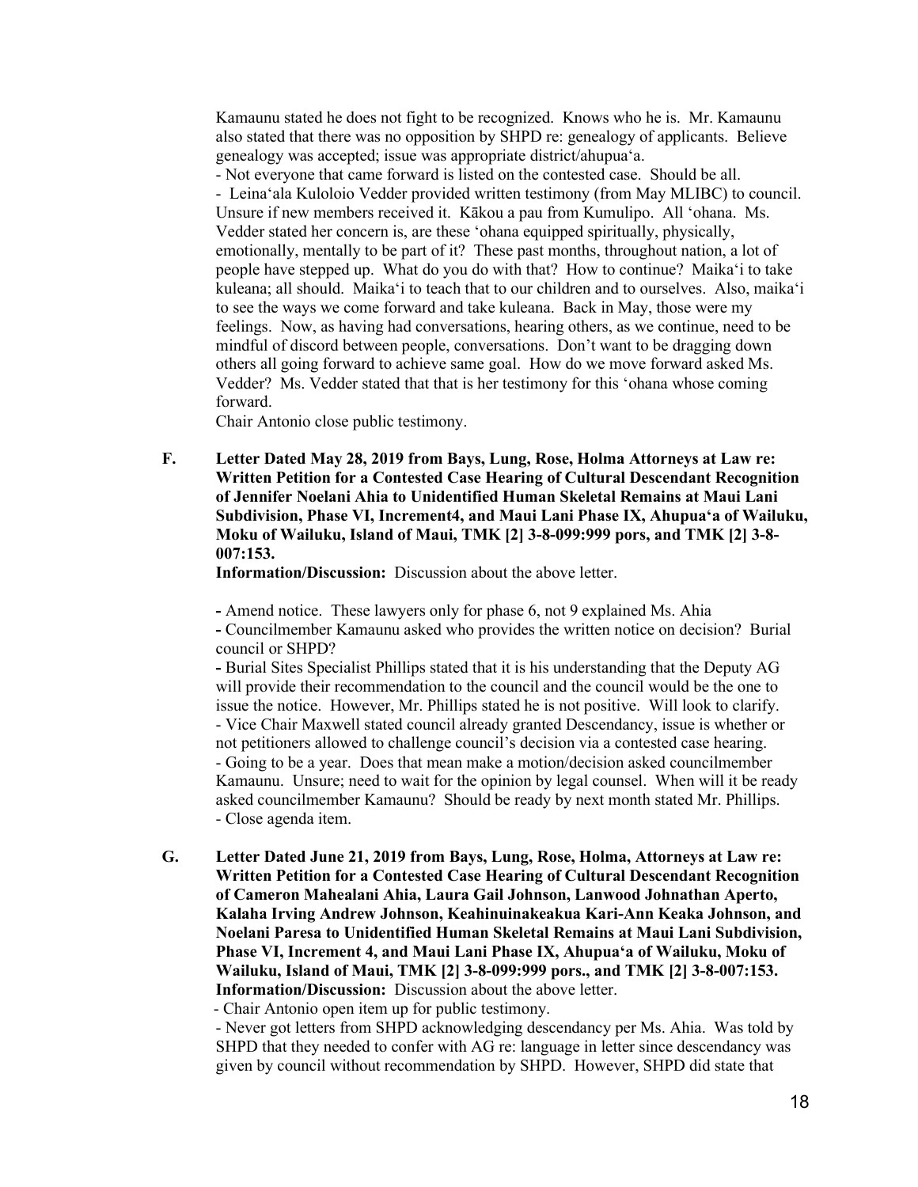Kamaunu stated he does not fight to be recognized. Knows who he is. Mr. Kamaunu also stated that there was no opposition by SHPD re: genealogy of applicants. Believe genealogy was accepted; issue was appropriate district/ahupuaʻa.

- Not everyone that came forward is listed on the contested case. Should be all.
- Leinaʻala Kuloloio Vedder provided written testimony (from May MLIBC) to council. Unsure if new members received it. Kākou a pau from Kumulipo. All ʻohana. Ms. Vedder stated her concern is, are these ʻohana equipped spiritually, physically, emotionally, mentally to be part of it? These past months, throughout nation, a lot of people have stepped up. What do you do with that? How to continue? Maikaʻi to take kuleana; all should. Maikaʻi to teach that to our children and to ourselves. Also, maikaʻi to see the ways we come forward and take kuleana. Back in May, those were my feelings. Now, as having had conversations, hearing others, as we continue, need to be mindful of discord between people, conversations. Don't want to be dragging down others all going forward to achieve same goal. How do we move forward asked Ms. Vedder? Ms. Vedder stated that that is her testimony for this ʻohana whose coming forward.

Chair Antonio close public testimony.

**F. Letter Dated May 28, 2019 from Bays, Lung, Rose, Holma Attorneys at Law re: Written Petition for a Contested Case Hearing of Cultural Descendant Recognition of Jennifer Noelani Ahia to Unidentified Human Skeletal Remains at Maui Lani Subdivision, Phase VI, Increment4, and Maui Lani Phase IX, Ahupuaʻa of Wailuku, Moku of Wailuku, Island of Maui, TMK [2] 3-8-099:999 pors, and TMK [2] 3-8-007:153.**

**Information/Discussion:** Discussion about the above letter.

- Amend notice. These lawyers only for phase 6, not 9 explained Ms. Ahia
- Councilmember Kamaunu asked who provides the written notice on decision? Burial council or SHPD?
- Burial Sites Specialist Phillips stated that it is his understanding that the Deputy AG will provide their recommendation to the council and the council would be the one to issue the notice. However, Mr. Phillips stated he is not positive. Will look to clarify.
- Vice Chair Maxwell stated council already granted Descendancy, issue is whether or not petitioners allowed to challenge council's decision via a contested case hearing.
- Going to be a year. Does that mean make a motion/decision asked councilmember Kamaunu. Unsure; need to wait for the opinion by legal counsel. When will it be ready asked councilmember Kamaunu? Should be ready by next month stated Mr. Phillips.
- Close agenda item.

**G. Letter Dated June 21, 2019 from Bays, Lung, Rose, Holma, Attorneys at Law re: Written Petition for a Contested Case Hearing of Cultural Descendant Recognition of Cameron Mahealani Ahia, Laura Gail Johnson, Lanwood Johnathan Aperto, Kalaha Irving Andrew Johnson, Keahinuinakeakua Kari-Ann Keaka Johnson, and Noelani Paresa to Unidentified Human Skeletal Remains at Maui Lani Subdivision, Phase VI, Increment 4, and Maui Lani Phase IX, Ahupuaʻa of Wailuku, Moku of Wailuku, Island of Maui, TMK [2] 3-8-099:999 pors., and TMK [2] 3-8-007:153.**

**Information/Discussion:** Discussion about the above letter.

- Chair Antonio open item up for public testimony.
- Never got letters from SHPD acknowledging descendancy per Ms. Ahia. Was told by SHPD that they needed to confer with AG re: language in letter since descendancy was given by council without recommendation by SHPD. However, SHPD did state that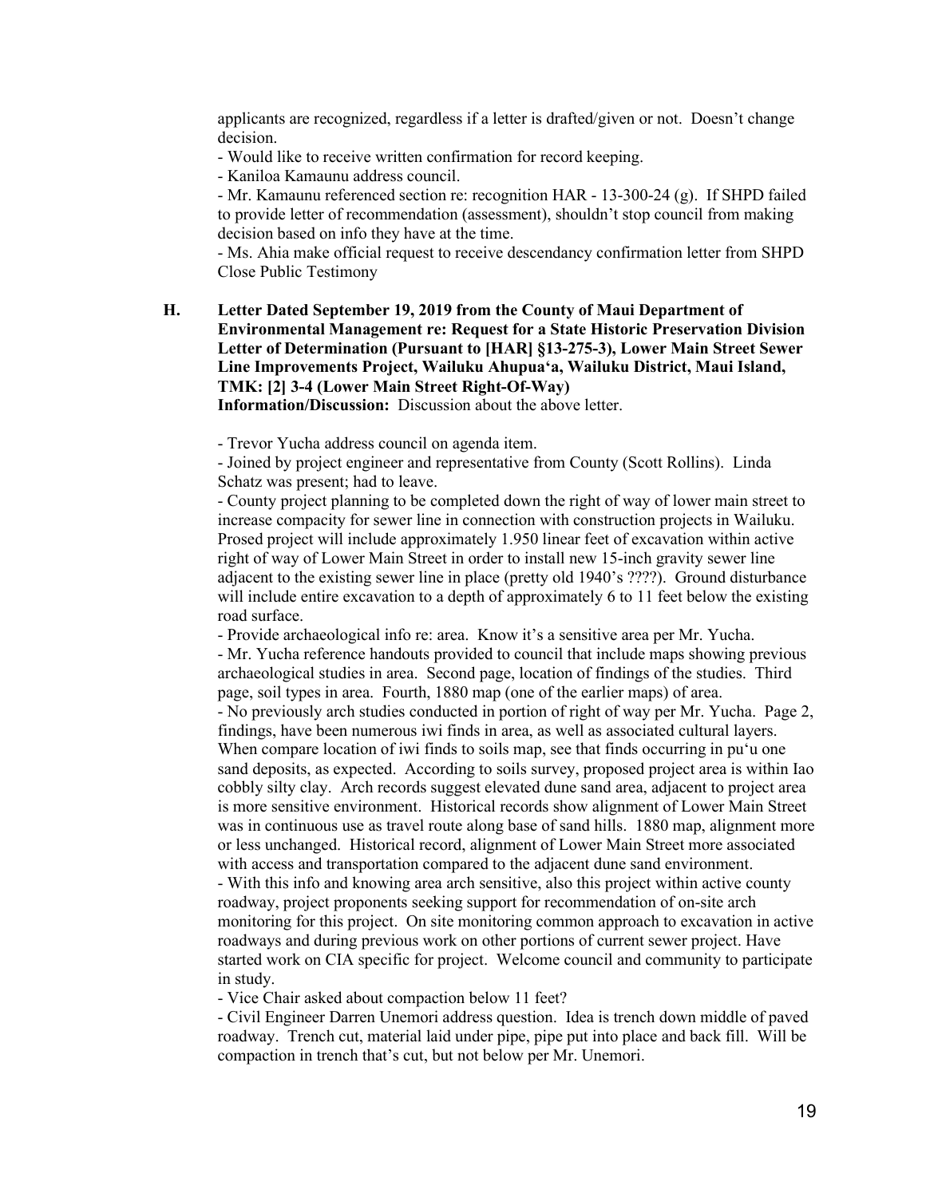applicants are recognized, regardless if a letter is drafted/given or not. Doesn't change decision.

- Would like to receive written confirmation for record keeping.
- Kaniloa Kamaunu address council.
- Mr. Kamaunu referenced section re: recognition HAR - 13-300-24 (g). If SHPD failed to provide letter of recommendation (assessment), shouldn't stop council from making decision based on info they have at the time.
- Ms. Ahia make official request to receive descendancy confirmation letter from SHPD

Close Public Testimony

**H. Letter Dated September 19, 2019 from the County of Maui Department of Environmental Management re: Request for a State Historic Preservation Division Letter of Determination (Pursuant to [HAR] §13-275-3), Lower Main Street Sewer Line Improvements Project, Wailuku Ahupuaʻa, Wailuku District, Maui Island, TMK: [2] 3-4 (Lower Main Street Right-Of-Way)**

**Information/Discussion:** Discussion about the above letter.

- Trevor Yucha address council on agenda item.
- Joined by project engineer and representative from County (Scott Rollins). Linda Schatz was present; had to leave.
- County project planning to be completed down the right of way of lower main street to increase compacity for sewer line in connection with construction projects in Wailuku. Prosed project will include approximately 1.950 linear feet of excavation within active right of way of Lower Main Street in order to install new 15-inch gravity sewer line adjacent to the existing sewer line in place (pretty old 1940's ????). Ground disturbance will include entire excavation to a depth of approximately 6 to 11 feet below the existing road surface.
- Provide archaeological info re: area. Know it's a sensitive area per Mr. Yucha.
- Mr. Yucha reference handouts provided to council that include maps showing previous archaeological studies in area. Second page, location of findings of the studies. Third page, soil types in area. Fourth, 1880 map (one of the earlier maps) of area.
- No previously arch studies conducted in portion of right of way per Mr. Yucha. Page 2, findings, have been numerous iwi finds in area, as well as associated cultural layers. When compare location of iwi finds to soils map, see that finds occurring in puʻu one sand deposits, as expected. According to soils survey, proposed project area is within Iao cobbly silty clay. Arch records suggest elevated dune sand area, adjacent to project area is more sensitive environment. Historical records show alignment of Lower Main Street was in continuous use as travel route along base of sand hills. 1880 map, alignment more or less unchanged. Historical record, alignment of Lower Main Street more associated with access and transportation compared to the adjacent dune sand environment.
- With this info and knowing area arch sensitive, also this project within active county roadway, project proponents seeking support for recommendation of on-site arch monitoring for this project. On site monitoring common approach to excavation in active roadways and during previous work on other portions of current sewer project. Have started work on CIA specific for project. Welcome council and community to participate in study.
- Vice Chair asked about compaction below 11 feet?
- Civil Engineer Darren Unemori address question. Idea is trench down middle of paved roadway. Trench cut, material laid under pipe, pipe put into place and back fill. Will be compaction in trench that's cut, but not below per Mr. Unemori.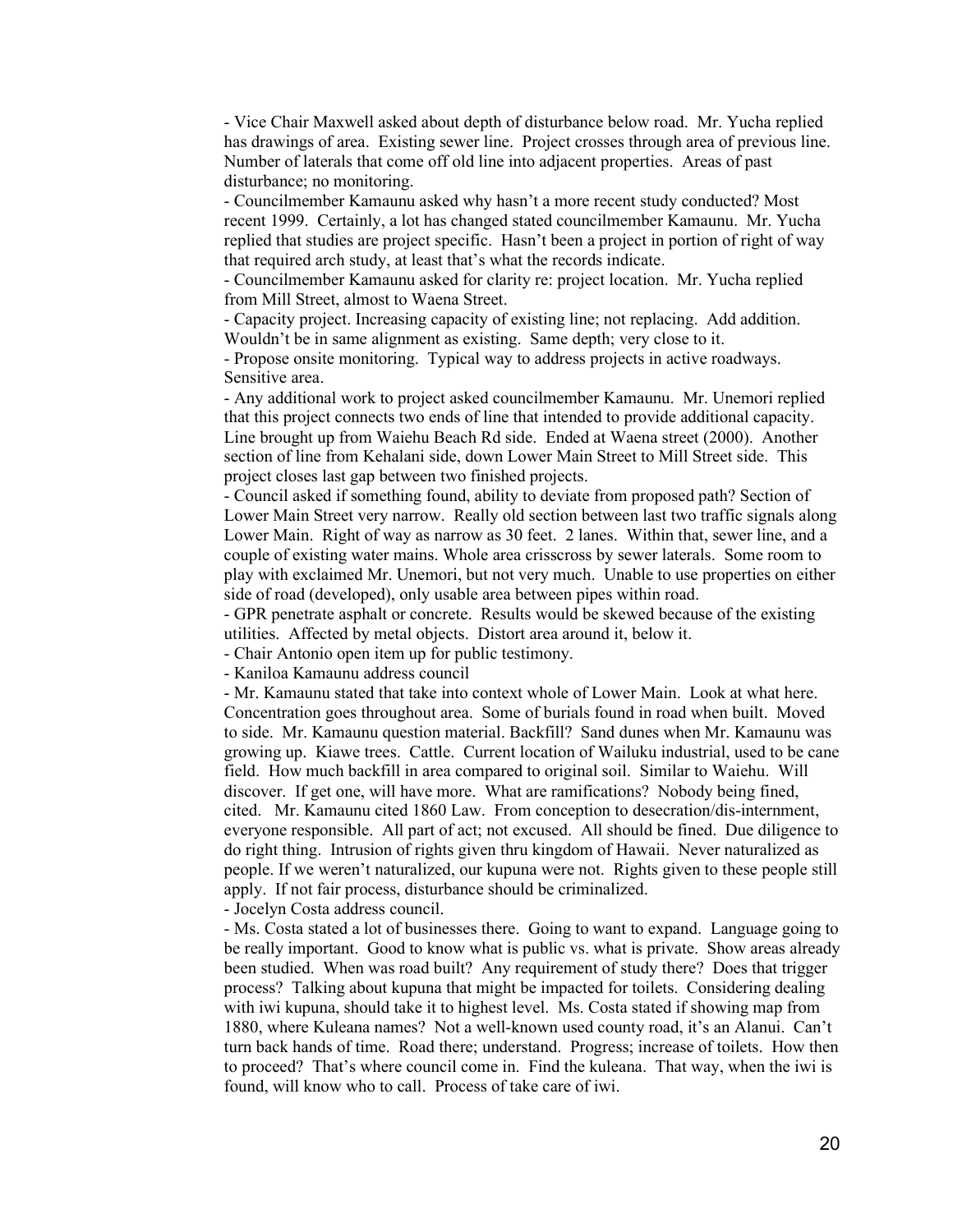- Vice Chair Maxwell asked about depth of disturbance below road. Mr. Yucha replied has drawings of area. Existing sewer line. Project crosses through area of previous line. Number of laterals that come off old line into adjacent properties. Areas of past disturbance; no monitoring.
- Councilmember Kamaunu asked why hasn't a more recent study conducted? Most recent 1999. Certainly, a lot has changed stated councilmember Kamaunu. Mr. Yucha replied that studies are project specific. Hasn't been a project in portion of right of way that required arch study, at least that's what the records indicate.
- Councilmember Kamaunu asked for clarity re: project location. Mr. Yucha replied from Mill Street, almost to Waena Street.
- Capacity project. Increasing capacity of existing line; not replacing. Add addition. Wouldn't be in same alignment as existing. Same depth; very close to it.
- Propose onsite monitoring. Typical way to address projects in active roadways. Sensitive area.
- Any additional work to project asked councilmember Kamaunu. Mr. Unemori replied that this project connects two ends of line that intended to provide additional capacity. Line brought up from Waiehu Beach Rd side. Ended at Waena street (2000). Another section of line from Kehalani side, down Lower Main Street to Mill Street side. This project closes last gap between two finished projects.
- Council asked if something found, ability to deviate from proposed path? Section of Lower Main Street very narrow. Really old section between last two traffic signals along Lower Main. Right of way as narrow as 30 feet. 2 lanes. Within that, sewer line, and a couple of existing water mains. Whole area crisscross by sewer laterals. Some room to play with exclaimed Mr. Unemori, but not very much. Unable to use properties on either side of road (developed), only usable area between pipes within road.
- GPR penetrate asphalt or concrete. Results would be skewed because of the existing utilities. Affected by metal objects. Distort area around it, below it.
- Chair Antonio open item up for public testimony.
- Kaniloa Kamaunu address council
- Mr. Kamaunu stated that take into context whole of Lower Main. Look at what here. Concentration goes throughout area. Some of burials found in road when built. Moved to side. Mr. Kamaunu question material. Backfill? Sand dunes when Mr. Kamaunu was growing up. Kiawe trees. Cattle. Current location of Wailuku industrial, used to be cane field. How much backfill in area compared to original soil. Similar to Waiehu. Will discover. If get one, will have more. What are ramifications? Nobody being fined, cited. Mr. Kamaunu cited 1860 Law. From conception to desecration/dis-internment, everyone responsible. All part of act; not excused. All should be fined. Due diligence to do right thing. Intrusion of rights given thru kingdom of Hawaii. Never naturalized as people. If we weren't naturalized, our kupuna were not. Rights given to these people still apply. If not fair process, disturbance should be criminalized.
- Jocelyn Costa address council.
- Ms. Costa stated a lot of businesses there. Going to want to expand. Language going to be really important. Good to know what is public vs. what is private. Show areas already been studied. When was road built? Any requirement of study there? Does that trigger process? Talking about kupuna that might be impacted for toilets. Considering dealing with iwi kupuna, should take it to highest level. Ms. Costa stated if showing map from 1880, where Kuleana names? Not a well-known used county road, it's an Alanui. Can't turn back hands of time. Road there; understand. Progress; increase of toilets. How then to proceed? That's where council come in. Find the kuleana. That way, when the iwi is found, will know who to call. Process of take care of iwi.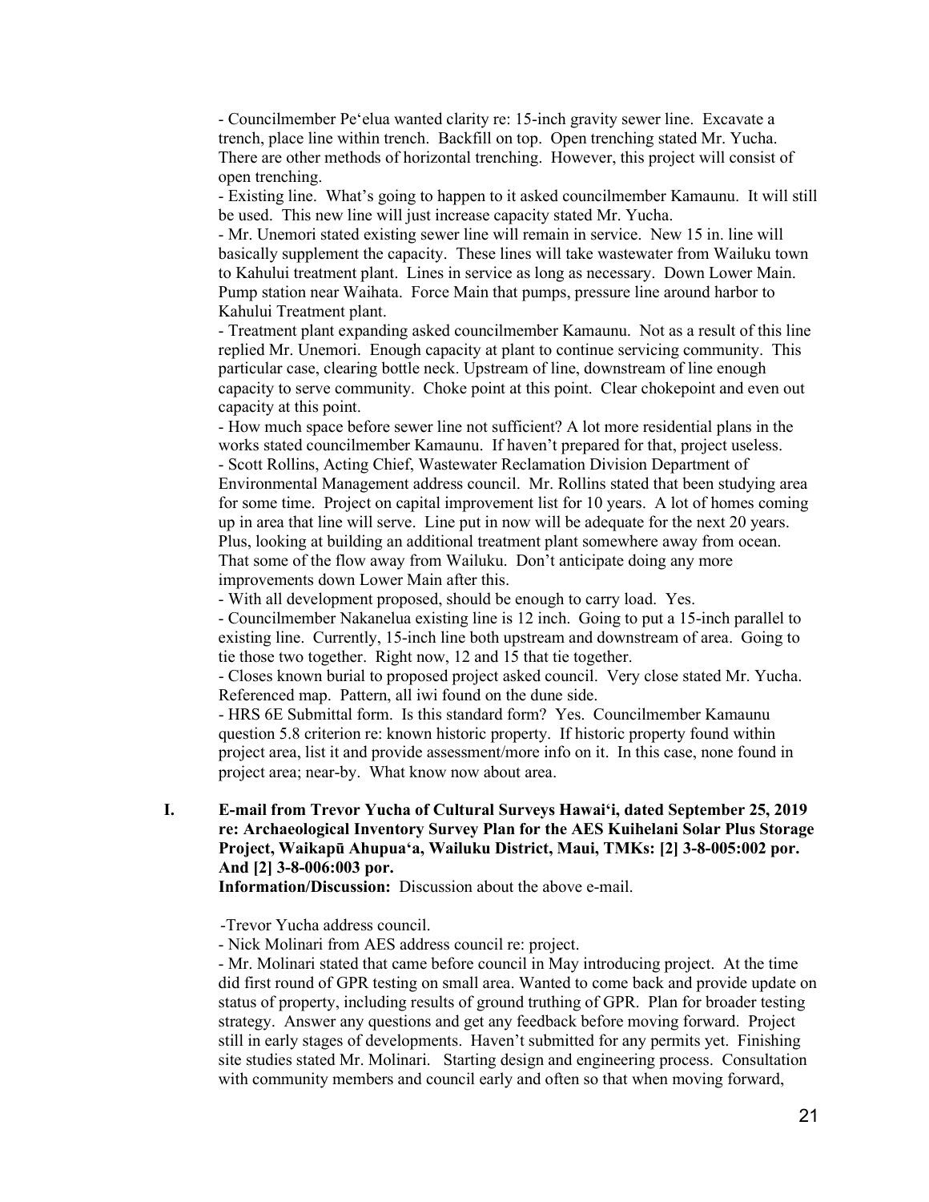- Councilmember Pe'elua wanted clarity re: 15-inch gravity sewer line. Excavate a trench, place line within trench. Backfill on top. Open trenching stated Mr. Yucha. There are other methods of horizontal trenching. However, this project will consist of open trenching.

- Existing line. What's going to happen to it asked councilmember Kamaunu. It will still be used. This new line will just increase capacity stated Mr. Yucha.

- Mr. Unemori stated existing sewer line will remain in service. New 15 in. line will basically supplement the capacity. These lines will take wastewater from Wailuku town to Kahului treatment plant. Lines in service as long as necessary. Down Lower Main. Pump station near Waihata. Force Main that pumps, pressure line around harbor to Kahului Treatment plant.

- Treatment plant expanding asked councilmember Kamaunu. Not as a result of this line replied Mr. Unemori. Enough capacity at plant to continue servicing community. This particular case, clearing bottle neck. Upstream of line, downstream of line enough capacity to serve community. Choke point at this point. Clear chokepoint and even out capacity at this point.

- How much space before sewer line not sufficient? A lot more residential plans in the works stated councilmember Kamaunu. If haven't prepared for that, project useless.

- Scott Rollins, Acting Chief, Wastewater Reclamation Division Department of Environmental Management address council. Mr. Rollins stated that been studying area for some time. Project on capital improvement list for 10 years. A lot of homes coming up in area that line will serve. Line put in now will be adequate for the next 20 years. Plus, looking at building an additional treatment plant somewhere away from ocean. That some of the flow away from Wailuku. Don't anticipate doing any more improvements down Lower Main after this.

- With all development proposed, should be enough to carry load. Yes.

- Councilmember Nakanelua existing line is 12 inch. Going to put a 15-inch parallel to existing line. Currently, 15-inch line both upstream and downstream of area. Going to tie those two together. Right now, 12 and 15 that tie together.

- Closes known burial to proposed project asked council. Very close stated Mr. Yucha. Referenced map. Pattern, all iwi found on the dune side.

- HRS 6E Submittal form. Is this standard form? Yes. Councilmember Kamaunu question 5.8 criterion re: known historic property. If historic property found within project area, list it and provide assessment/more info on it. In this case, none found in project area; near-by. What know now about area.

**I. E-mail from Trevor Yucha of Cultural Surveys Hawai'i, dated September 25, 2019 re: Archaeological Inventory Survey Plan for the AES Kuihelani Solar Plus Storage Project, Waikapū Ahupua'a, Wailuku District, Maui, TMKs: [2] 3-8-005:002 por. And [2] 3-8-006:003 por.**

**Information/Discussion:** Discussion about the above e-mail.

-Trevor Yucha address council.

- Nick Molinari from AES address council re: project.

- Mr. Molinari stated that came before council in May introducing project. At the time did first round of GPR testing on small area. Wanted to come back and provide update on status of property, including results of ground truthing of GPR. Plan for broader testing strategy. Answer any questions and get any feedback before moving forward. Project still in early stages of developments. Haven't submitted for any permits yet. Finishing site studies stated Mr. Molinari. Starting design and engineering process. Consultation with community members and council early and often so that when moving forward,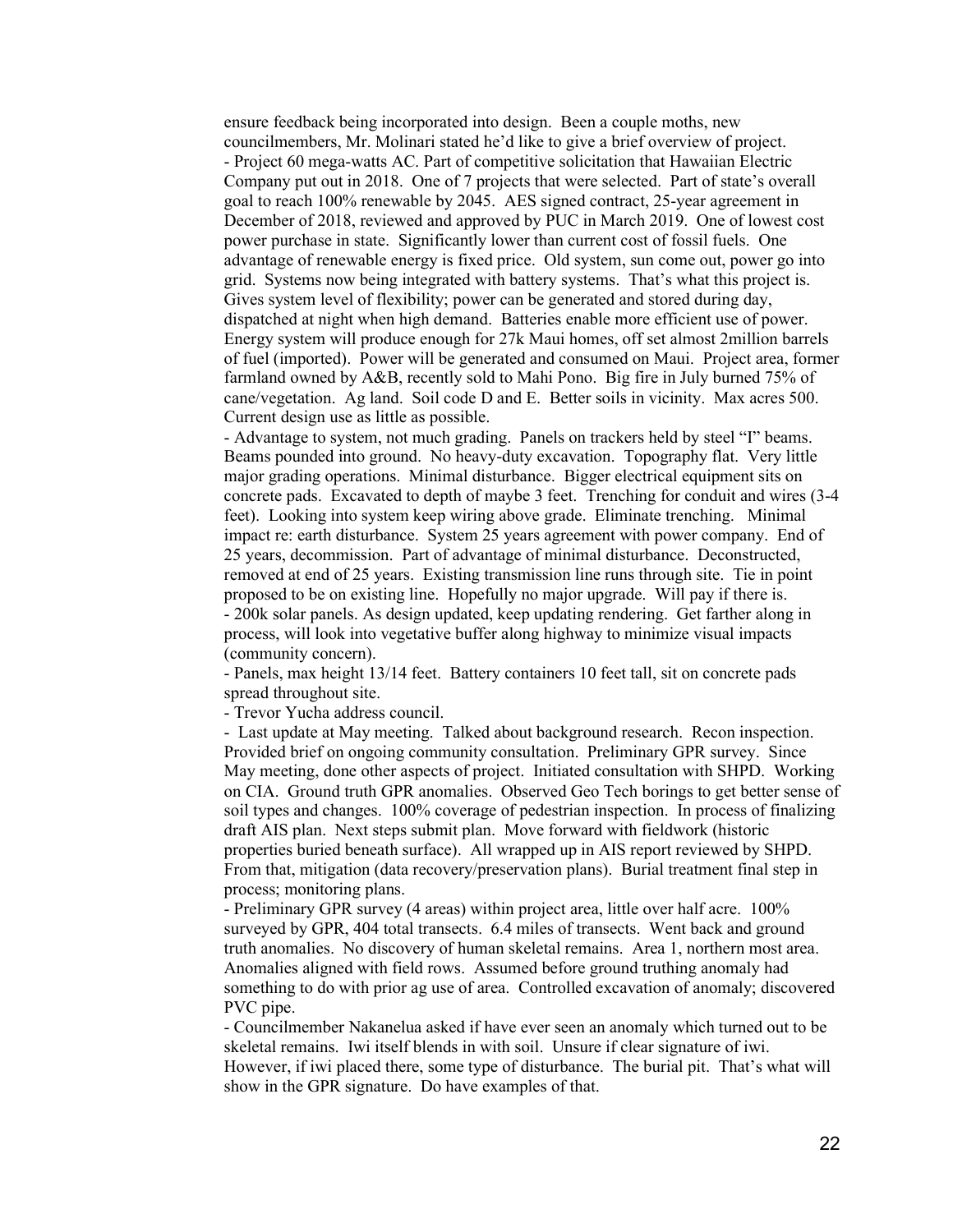ensure feedback being incorporated into design. Been a couple moths, new councilmembers, Mr. Molinari stated he'd like to give a brief overview of project.

- Project 60 mega-watts AC. Part of competitive solicitation that Hawaiian Electric Company put out in 2018. One of 7 projects that were selected. Part of state's overall goal to reach 100% renewable by 2045. AES signed contract, 25-year agreement in December of 2018, reviewed and approved by PUC in March 2019. One of lowest cost power purchase in state. Significantly lower than current cost of fossil fuels. One advantage of renewable energy is fixed price. Old system, sun come out, power go into grid. Systems now being integrated with battery systems. That's what this project is. Gives system level of flexibility; power can be generated and stored during day, dispatched at night when high demand. Batteries enable more efficient use of power. Energy system will produce enough for 27k Maui homes, off set almost 2million barrels of fuel (imported). Power will be generated and consumed on Maui. Project area, former farmland owned by A&B, recently sold to Mahi Pono. Big fire in July burned 75% of cane/vegetation. Ag land. Soil code D and E. Better soils in vicinity. Max acres 500. Current design use as little as possible.
- Advantage to system, not much grading. Panels on trackers held by steel "I" beams. Beams pounded into ground. No heavy-duty excavation. Topography flat. Very little major grading operations. Minimal disturbance. Bigger electrical equipment sits on concrete pads. Excavated to depth of maybe 3 feet. Trenching for conduit and wires (3-4 feet). Looking into system keep wiring above grade. Eliminate trenching. Minimal impact re: earth disturbance. System 25 years agreement with power company. End of 25 years, decommission. Part of advantage of minimal disturbance. Deconstructed, removed at end of 25 years. Existing transmission line runs through site. Tie in point proposed to be on existing line. Hopefully no major upgrade. Will pay if there is.
- 200k solar panels. As design updated, keep updating rendering. Get farther along in process, will look into vegetative buffer along highway to minimize visual impacts (community concern).
- Panels, max height 13/14 feet. Battery containers 10 feet tall, sit on concrete pads spread throughout site.
- Trevor Yucha address council.
- Last update at May meeting. Talked about background research. Recon inspection. Provided brief on ongoing community consultation. Preliminary GPR survey. Since May meeting, done other aspects of project. Initiated consultation with SHPD. Working on CIA. Ground truth GPR anomalies. Observed Geo Tech borings to get better sense of soil types and changes. 100% coverage of pedestrian inspection. In process of finalizing draft AIS plan. Next steps submit plan. Move forward with fieldwork (historic properties buried beneath surface). All wrapped up in AIS report reviewed by SHPD. From that, mitigation (data recovery/preservation plans). Burial treatment final step in process; monitoring plans.
- Preliminary GPR survey (4 areas) within project area, little over half acre. 100% surveyed by GPR, 404 total transects. 6.4 miles of transects. Went back and ground truth anomalies. No discovery of human skeletal remains. Area 1, northern most area. Anomalies aligned with field rows. Assumed before ground truthing anomaly had something to do with prior ag use of area. Controlled excavation of anomaly; discovered PVC pipe.
- Councilmember Nakanelua asked if have ever seen an anomaly which turned out to be skeletal remains. Iwi itself blends in with soil. Unsure if clear signature of iwi. However, if iwi placed there, some type of disturbance. The burial pit. That's what will show in the GPR signature. Do have examples of that.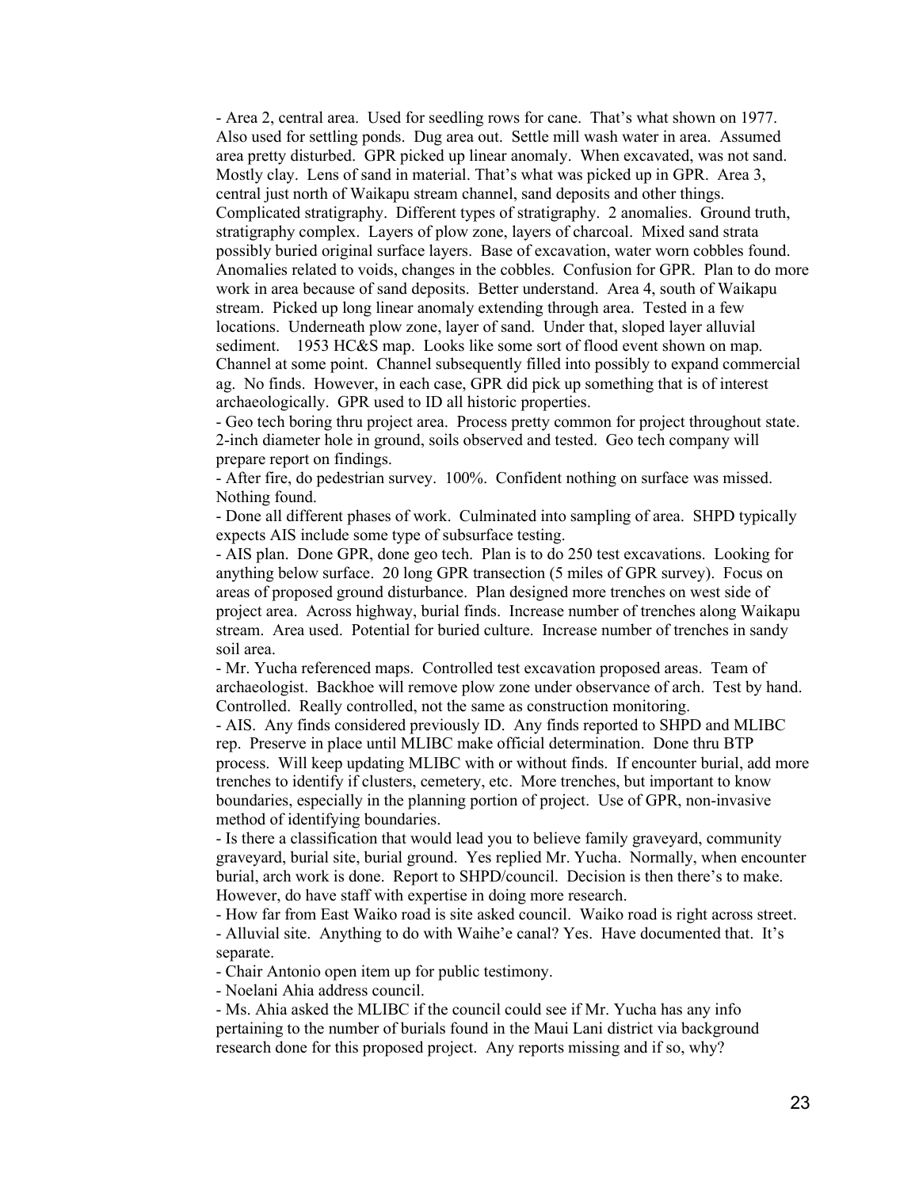- Area 2, central area. Used for seedling rows for cane. That's what shown on 1977. Also used for settling ponds. Dug area out. Settle mill wash water in area. Assumed area pretty disturbed. GPR picked up linear anomaly. When excavated, was not sand. Mostly clay. Lens of sand in material. That's what was picked up in GPR. Area 3, central just north of Waikapu stream channel, sand deposits and other things. Complicated stratigraphy. Different types of stratigraphy. 2 anomalies. Ground truth, stratigraphy complex. Layers of plow zone, layers of charcoal. Mixed sand strata possibly buried original surface layers. Base of excavation, water worn cobbles found. Anomalies related to voids, changes in the cobbles. Confusion for GPR. Plan to do more work in area because of sand deposits. Better understand. Area 4, south of Waikapu stream. Picked up long linear anomaly extending through area. Tested in a few locations. Underneath plow zone, layer of sand. Under that, sloped layer alluvial sediment. 1953 HC&S map. Looks like some sort of flood event shown on map. Channel at some point. Channel subsequently filled into possibly to expand commercial ag. No finds. However, in each case, GPR did pick up something that is of interest archaeologically. GPR used to ID all historic properties.
- Geo tech boring thru project area. Process pretty common for project throughout state. 2-inch diameter hole in ground, soils observed and tested. Geo tech company will prepare report on findings.
- After fire, do pedestrian survey. 100%. Confident nothing on surface was missed. Nothing found.
- Done all different phases of work. Culminated into sampling of area. SHPD typically expects AIS include some type of subsurface testing.
- AIS plan. Done GPR, done geo tech. Plan is to do 250 test excavations. Looking for anything below surface. 20 long GPR transection (5 miles of GPR survey). Focus on areas of proposed ground disturbance. Plan designed more trenches on west side of project area. Across highway, burial finds. Increase number of trenches along Waikapu stream. Area used. Potential for buried culture. Increase number of trenches in sandy soil area.
- Mr. Yucha referenced maps. Controlled test excavation proposed areas. Team of archaeologist. Backhoe will remove plow zone under observance of arch. Test by hand. Controlled. Really controlled, not the same as construction monitoring.
- AIS. Any finds considered previously ID. Any finds reported to SHPD and MLIBC rep. Preserve in place until MLIBC make official determination. Done thru BTP process. Will keep updating MLIBC with or without finds. If encounter burial, add more trenches to identify if clusters, cemetery, etc. More trenches, but important to know boundaries, especially in the planning portion of project. Use of GPR, non-invasive method of identifying boundaries.
- Is there a classification that would lead you to believe family graveyard, community graveyard, burial site, burial ground. Yes replied Mr. Yucha. Normally, when encounter burial, arch work is done. Report to SHPD/council. Decision is then there's to make. However, do have staff with expertise in doing more research.
- How far from East Waiko road is site asked council. Waiko road is right across street.
- Alluvial site. Anything to do with Waihe'e canal? Yes. Have documented that. It's separate.
- Chair Antonio open item up for public testimony.
- Noelani Ahia address council.
- Ms. Ahia asked the MLIBC if the council could see if Mr. Yucha has any info pertaining to the number of burials found in the Maui Lani district via background research done for this proposed project. Any reports missing and if so, why?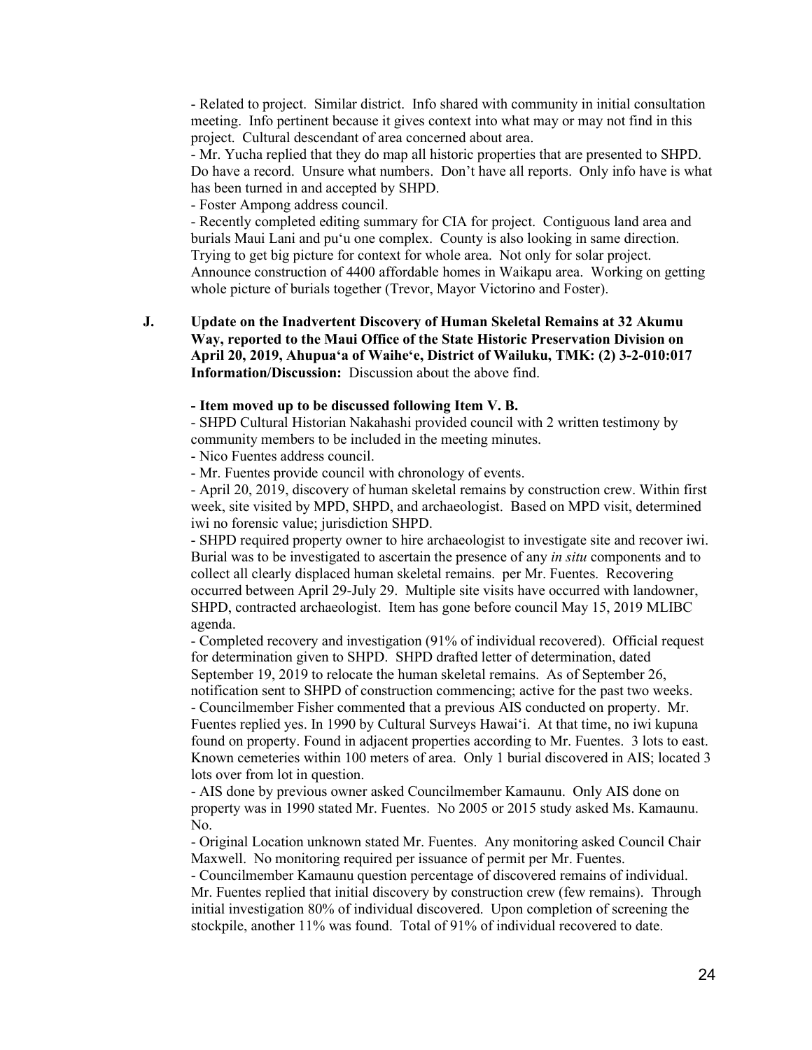- Related to project. Similar district. Info shared with community in initial consultation meeting. Info pertinent because it gives context into what may or may not find in this project. Cultural descendant of area concerned about area.

- Mr. Yucha replied that they do map all historic properties that are presented to SHPD. Do have a record. Unsure what numbers. Don't have all reports. Only info have is what has been turned in and accepted by SHPD.

- Foster Ampong address council.

- Recently completed editing summary for CIA for project. Contiguous land area and burials Maui Lani and puʻu one complex. County is also looking in same direction. Trying to get big picture for context for whole area. Not only for solar project. Announce construction of 4400 affordable homes in Waikapu area. Working on getting whole picture of burials together (Trevor, Mayor Victorino and Foster).

**J. Update on the Inadvertent Discovery of Human Skeletal Remains at 32 Akumu Way, reported to the Maui Office of the State Historic Preservation Division on April 20, 2019, Ahupuaʻa of Waiheʻe, District of Wailuku, TMK: (2) 3-2-010:017**
**Information/Discussion:** Discussion about the above find.

**- Item moved up to be discussed following Item V. B.**

- SHPD Cultural Historian Nakahashi provided council with 2 written testimony by community members to be included in the meeting minutes.

- Nico Fuentes address council.

- Mr. Fuentes provide council with chronology of events.

- April 20, 2019, discovery of human skeletal remains by construction crew. Within first week, site visited by MPD, SHPD, and archaeologist. Based on MPD visit, determined iwi no forensic value; jurisdiction SHPD.

- SHPD required property owner to hire archaeologist to investigate site and recover iwi. Burial was to be investigated to ascertain the presence of any *in situ* components and to collect all clearly displaced human skeletal remains. per Mr. Fuentes. Recovering occurred between April 29-July 29. Multiple site visits have occurred with landowner, SHPD, contracted archaeologist. Item has gone before council May 15, 2019 MLIBC agenda.

- Completed recovery and investigation (91% of individual recovered). Official request for determination given to SHPD. SHPD drafted letter of determination, dated September 19, 2019 to relocate the human skeletal remains. As of September 26, notification sent to SHPD of construction commencing; active for the past two weeks.

- Councilmember Fisher commented that a previous AIS conducted on property. Mr. Fuentes replied yes. In 1990 by Cultural Surveys Hawaiʻi. At that time, no iwi kupuna found on property. Found in adjacent properties according to Mr. Fuentes. 3 lots to east. Known cemeteries within 100 meters of area. Only 1 burial discovered in AIS; located 3 lots over from lot in question.

- AIS done by previous owner asked Councilmember Kamaunu. Only AIS done on property was in 1990 stated Mr. Fuentes. No 2005 or 2015 study asked Ms. Kamaunu. No.

- Original Location unknown stated Mr. Fuentes. Any monitoring asked Council Chair Maxwell. No monitoring required per issuance of permit per Mr. Fuentes.

- Councilmember Kamaunu question percentage of discovered remains of individual. Mr. Fuentes replied that initial discovery by construction crew (few remains). Through initial investigation 80% of individual discovered. Upon completion of screening the stockpile, another 11% was found. Total of 91% of individual recovered to date.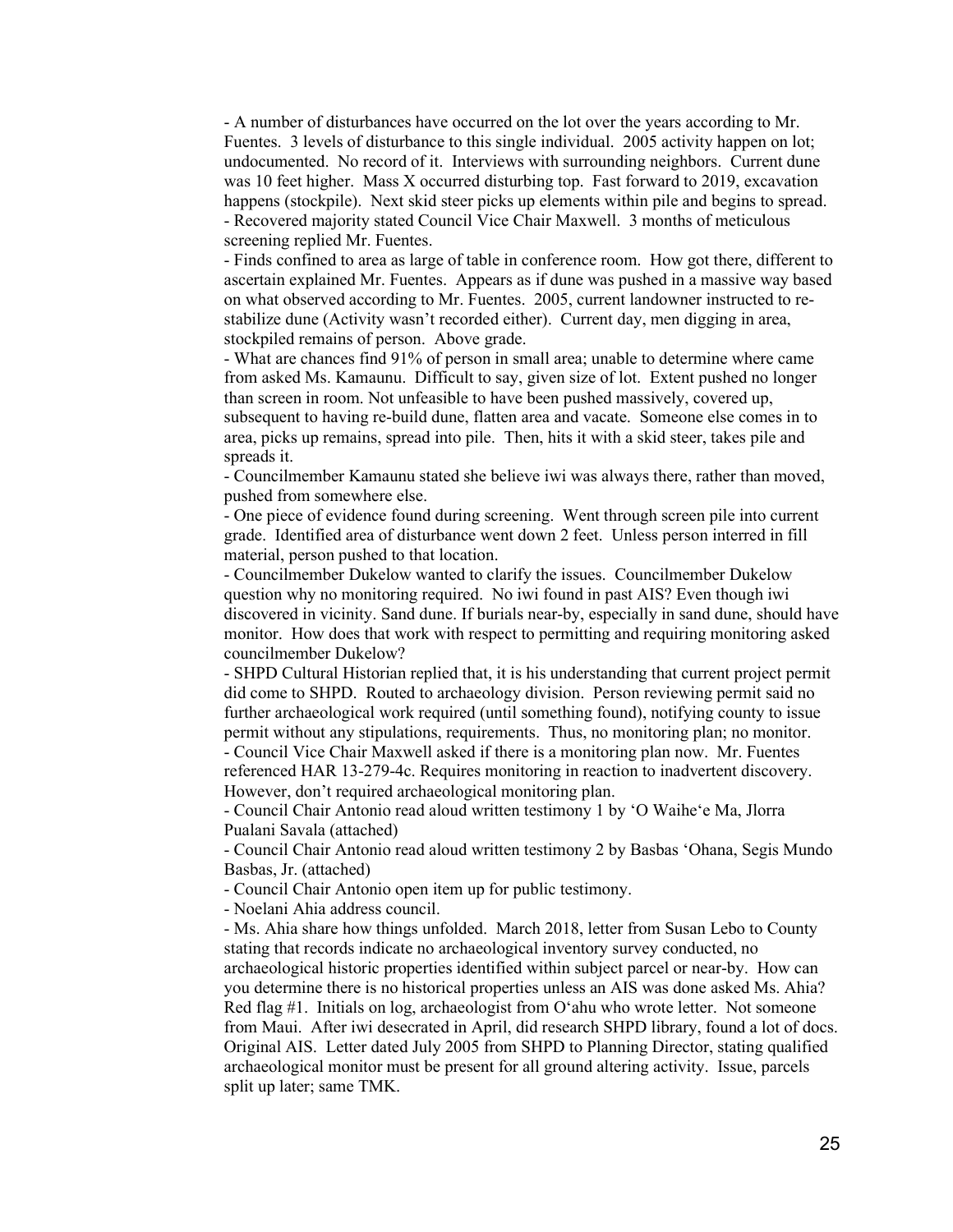- A number of disturbances have occurred on the lot over the years according to Mr. Fuentes. 3 levels of disturbance to this single individual. 2005 activity happen on lot; undocumented. No record of it. Interviews with surrounding neighbors. Current dune was 10 feet higher. Mass X occurred disturbing top. Fast forward to 2019, excavation happens (stockpile). Next skid steer picks up elements within pile and begins to spread.
- Recovered majority stated Council Vice Chair Maxwell. 3 months of meticulous screening replied Mr. Fuentes.
- Finds confined to area as large of table in conference room. How got there, different to ascertain explained Mr. Fuentes. Appears as if dune was pushed in a massive way based on what observed according to Mr. Fuentes. 2005, current landowner instructed to re-stabilize dune (Activity wasn't recorded either). Current day, men digging in area, stockpiled remains of person. Above grade.
- What are chances find 91% of person in small area; unable to determine where came from asked Ms. Kamaunu. Difficult to say, given size of lot. Extent pushed no longer than screen in room. Not unfeasible to have been pushed massively, covered up, subsequent to having re-build dune, flatten area and vacate. Someone else comes in to area, picks up remains, spread into pile. Then, hits it with a skid steer, takes pile and spreads it.
- Councilmember Kamaunu stated she believe iwi was always there, rather than moved, pushed from somewhere else.
- One piece of evidence found during screening. Went through screen pile into current grade. Identified area of disturbance went down 2 feet. Unless person interred in fill material, person pushed to that location.
- Councilmember Dukelow wanted to clarify the issues. Councilmember Dukelow question why no monitoring required. No iwi found in past AIS? Even though iwi discovered in vicinity. Sand dune. If burials near-by, especially in sand dune, should have monitor. How does that work with respect to permitting and requiring monitoring asked councilmember Dukelow?
- SHPD Cultural Historian replied that, it is his understanding that current project permit did come to SHPD. Routed to archaeology division. Person reviewing permit said no further archaeological work required (until something found), notifying county to issue permit without any stipulations, requirements. Thus, no monitoring plan; no monitor.
- Council Vice Chair Maxwell asked if there is a monitoring plan now. Mr. Fuentes referenced HAR 13-279-4c. Requires monitoring in reaction to inadvertent discovery. However, don't required archaeological monitoring plan.
- Council Chair Antonio read aloud written testimony 1 by ʻO Waiheʻe Ma, Jlorra Pualani Savala (attached)
- Council Chair Antonio read aloud written testimony 2 by Basbas ʻOhana, Segis Mundo Basbas, Jr. (attached)
- Council Chair Antonio open item up for public testimony.
- Noelani Ahia address council.
- Ms. Ahia share how things unfolded. March 2018, letter from Susan Lebo to County stating that records indicate no archaeological inventory survey conducted, no archaeological historic properties identified within subject parcel or near-by. How can you determine there is no historical properties unless an AIS was done asked Ms. Ahia? Red flag #1. Initials on log, archaeologist from Oʻahu who wrote letter. Not someone from Maui. After iwi desecrated in April, did research SHPD library, found a lot of docs. Original AIS. Letter dated July 2005 from SHPD to Planning Director, stating qualified archaeological monitor must be present for all ground altering activity. Issue, parcels split up later; same TMK.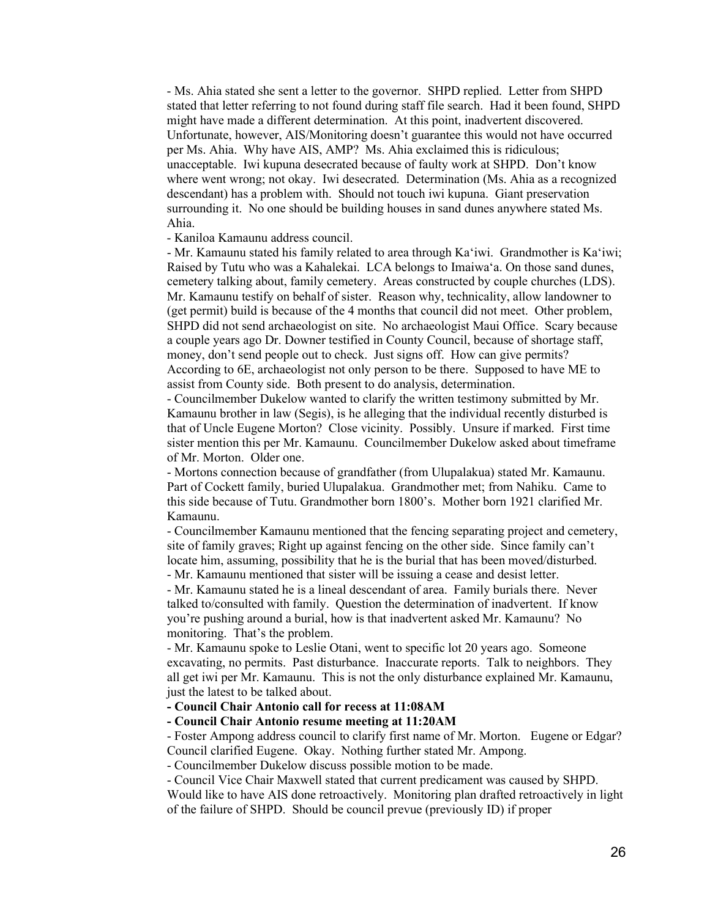- Ms. Ahia stated she sent a letter to the governor. SHPD replied. Letter from SHPD stated that letter referring to not found during staff file search. Had it been found, SHPD might have made a different determination. At this point, inadvertent discovered. Unfortunate, however, AIS/Monitoring doesn't guarantee this would not have occurred per Ms. Ahia. Why have AIS, AMP? Ms. Ahia exclaimed this is ridiculous; unacceptable. Iwi kupuna desecrated because of faulty work at SHPD. Don't know where went wrong; not okay. Iwi desecrated. Determination (Ms. Ahia as a recognized descendant) has a problem with. Should not touch iwi kupuna. Giant preservation surrounding it. No one should be building houses in sand dunes anywhere stated Ms. Ahia.

- Kaniloa Kamaunu address council.

- Mr. Kamaunu stated his family related to area through Ka'iwi. Grandmother is Ka'iwi; Raised by Tutu who was a Kahalekai. LCA belongs to Imaiwa'a. On those sand dunes, cemetery talking about, family cemetery. Areas constructed by couple churches (LDS). Mr. Kamaunu testify on behalf of sister. Reason why, technicality, allow landowner to (get permit) build is because of the 4 months that council did not meet. Other problem, SHPD did not send archaeologist on site. No archaeologist Maui Office. Scary because a couple years ago Dr. Downer testified in County Council, because of shortage staff, money, don't send people out to check. Just signs off. How can give permits? According to 6E, archaeologist not only person to be there. Supposed to have ME to assist from County side. Both present to do analysis, determination.

- Councilmember Dukelow wanted to clarify the written testimony submitted by Mr. Kamaunu brother in law (Segis), is he alleging that the individual recently disturbed is that of Uncle Eugene Morton? Close vicinity. Possibly. Unsure if marked. First time sister mention this per Mr. Kamaunu. Councilmember Dukelow asked about timeframe of Mr. Morton. Older one.

- Mortons connection because of grandfather (from Ulupalakua) stated Mr. Kamaunu. Part of Cockett family, buried Ulupalakua. Grandmother met; from Nahiku. Came to this side because of Tutu. Grandmother born 1800's. Mother born 1921 clarified Mr. Kamaunu.

- Councilmember Kamaunu mentioned that the fencing separating project and cemetery, site of family graves; Right up against fencing on the other side. Since family can't locate him, assuming, possibility that he is the burial that has been moved/disturbed.

- Mr. Kamaunu mentioned that sister will be issuing a cease and desist letter.

- Mr. Kamaunu stated he is a lineal descendant of area. Family burials there. Never talked to/consulted with family. Question the determination of inadvertent. If know you're pushing around a burial, how is that inadvertent asked Mr. Kamaunu? No monitoring. That's the problem.

- Mr. Kamaunu spoke to Leslie Otani, went to specific lot 20 years ago. Someone excavating, no permits. Past disturbance. Inaccurate reports. Talk to neighbors. They all get iwi per Mr. Kamaunu. This is not the only disturbance explained Mr. Kamaunu, just the latest to be talked about.

**- Council Chair Antonio call for recess at 11:08AM**

**- Council Chair Antonio resume meeting at 11:20AM**

- Foster Ampong address council to clarify first name of Mr. Morton. Eugene or Edgar? Council clarified Eugene. Okay. Nothing further stated Mr. Ampong.

- Councilmember Dukelow discuss possible motion to be made.

- Council Vice Chair Maxwell stated that current predicament was caused by SHPD. Would like to have AIS done retroactively. Monitoring plan drafted retroactively in light of the failure of SHPD. Should be council prevue (previously ID) if proper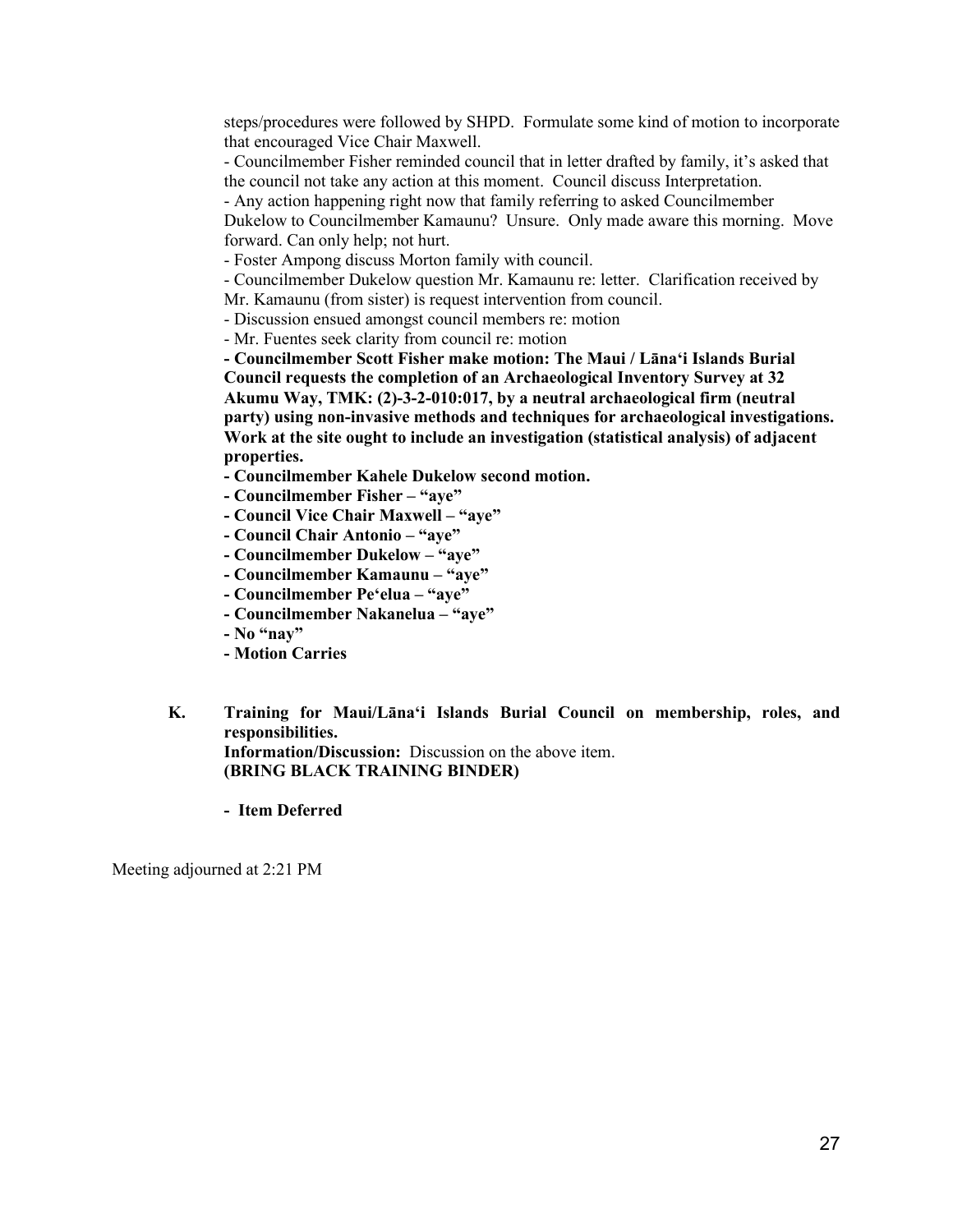steps/procedures were followed by SHPD. Formulate some kind of motion to incorporate that encouraged Vice Chair Maxwell.

- Councilmember Fisher reminded council that in letter drafted by family, it's asked that the council not take any action at this moment. Council discuss Interpretation.
- Any action happening right now that family referring to asked Councilmember Dukelow to Councilmember Kamaunu? Unsure. Only made aware this morning. Move forward. Can only help; not hurt.
- Foster Ampong discuss Morton family with council.
- Councilmember Dukelow question Mr. Kamaunu re: letter. Clarification received by Mr. Kamaunu (from sister) is request intervention from council.
- Discussion ensued amongst council members re: motion
- Mr. Fuentes seek clarity from council re: motion
- **Councilmember Scott Fisher make motion: The Maui / Lāna'i Islands Burial Council requests the completion of an Archaeological Inventory Survey at 32 Akumu Way, TMK: (2)-3-2-010:017, by a neutral archaeological firm (neutral party) using non-invasive methods and techniques for archaeological investigations. Work at the site ought to include an investigation (statistical analysis) of adjacent properties.**
- **Councilmember Kahele Dukelow second motion.**
- **Councilmember Fisher – "aye"**
- **Council Vice Chair Maxwell – "aye"**
- **Council Chair Antonio – "aye"**
- **Councilmember Dukelow – "aye"**
- **Councilmember Kamaunu – "aye"**
- **Councilmember Pe'elua – "aye"**
- **Councilmember Nakanelua – "aye"**
- **No "nay"**
- **Motion Carries**

**K. Training for Maui/Lāna'i Islands Burial Council on membership, roles, and responsibilities.**

**Information/Discussion:** Discussion on the above item.
**(BRING BLACK TRAINING BINDER)**

- **Item Deferred**

Meeting adjourned at 2:21 PM